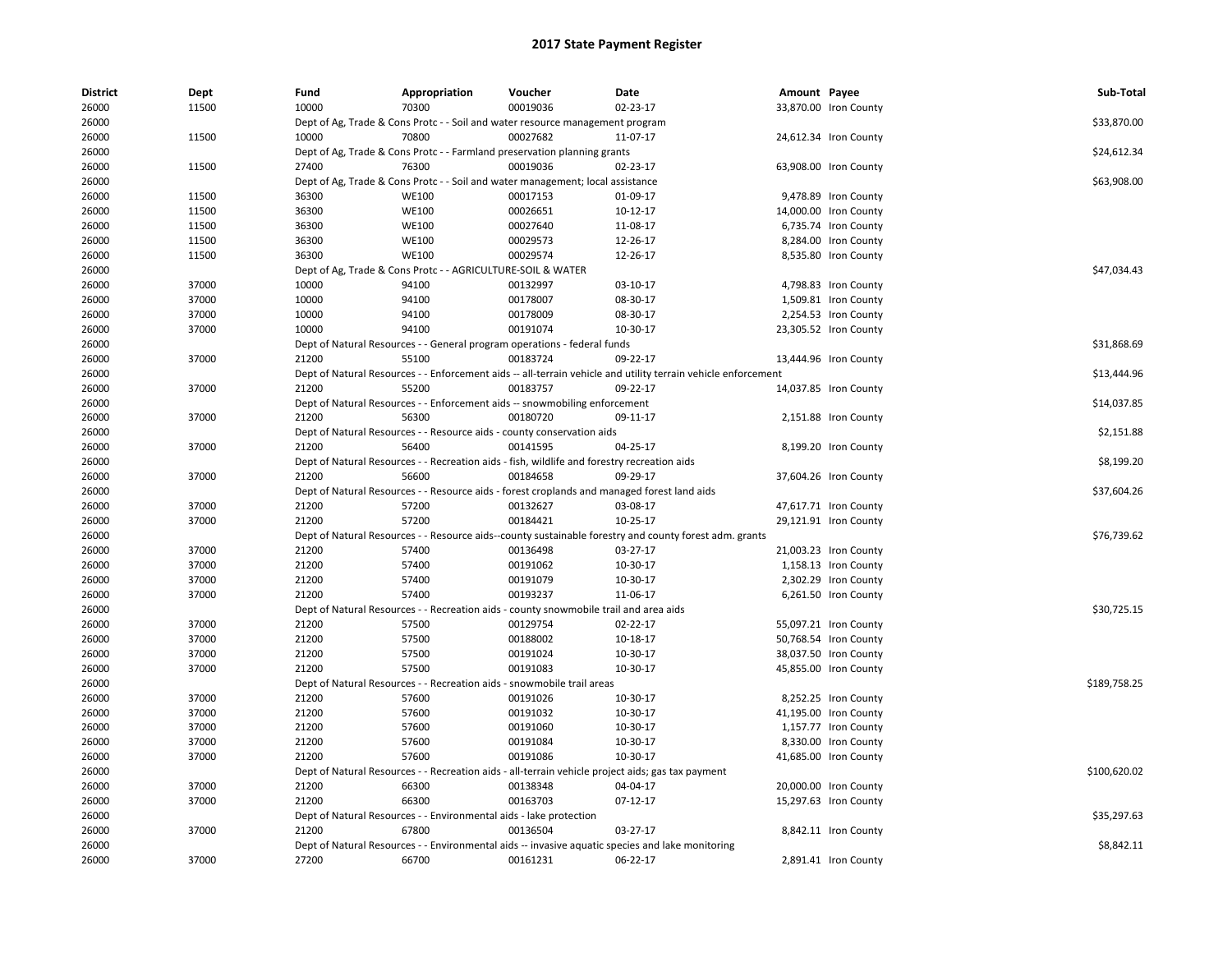# 2017 State Payment Register

| District | Dept | Fund | Appropriation | Voucher | Date | Amount | Payee | Sub-Total |
|---|---|---|---|---|---|---|---|---|
| 26000 | 11500 | 10000 | 70300 | 00019036 | 02-23-17 | 33,870.00 | Iron County | |
| 26000 | | Dept of Ag, Trade & Cons Protc - - Soil and water resource management program | | | | | | $33,870.00 |
| 26000 | 11500 | 10000 | 70800 | 00027682 | 11-07-17 | 24,612.34 | Iron County | |
| 26000 | | Dept of Ag, Trade & Cons Protc - - Farmland preservation planning grants | | | | | | $24,612.34 |
| 26000 | 11500 | 27400 | 76300 | 00019036 | 02-23-17 | 63,908.00 | Iron County | |
| 26000 | | Dept of Ag, Trade & Cons Protc - - Soil and water management; local assistance | | | | | | $63,908.00 |
| 26000 | 11500 | 36300 | WE100 | 00017153 | 01-09-17 | 9,478.89 | Iron County | |
| 26000 | 11500 | 36300 | WE100 | 00026651 | 10-12-17 | 14,000.00 | Iron County | |
| 26000 | 11500 | 36300 | WE100 | 00027640 | 11-08-17 | 6,735.74 | Iron County | |
| 26000 | 11500 | 36300 | WE100 | 00029573 | 12-26-17 | 8,284.00 | Iron County | |
| 26000 | 11500 | 36300 | WE100 | 00029574 | 12-26-17 | 8,535.80 | Iron County | |
| 26000 | | Dept of Ag, Trade & Cons Protc - - AGRICULTURE-SOIL & WATER | | | | | | $47,034.43 |
| 26000 | 37000 | 10000 | 94100 | 00132997 | 03-10-17 | 4,798.83 | Iron County | |
| 26000 | 37000 | 10000 | 94100 | 00178007 | 08-30-17 | 1,509.81 | Iron County | |
| 26000 | 37000 | 10000 | 94100 | 00178009 | 08-30-17 | 2,254.53 | Iron County | |
| 26000 | 37000 | 10000 | 94100 | 00191074 | 10-30-17 | 23,305.52 | Iron County | |
| 26000 | | Dept of Natural Resources - - General program operations - federal funds | | | | | | $31,868.69 |
| 26000 | 37000 | 21200 | 55100 | 00183724 | 09-22-17 | 13,444.96 | Iron County | |
| 26000 | | Dept of Natural Resources - - Enforcement aids -- all-terrain vehicle and utility terrain vehicle enforcement | | | | | | $13,444.96 |
| 26000 | 37000 | 21200 | 55200 | 00183757 | 09-22-17 | 14,037.85 | Iron County | |
| 26000 | | Dept of Natural Resources - - Enforcement aids -- snowmobiling enforcement | | | | | | $14,037.85 |
| 26000 | 37000 | 21200 | 56300 | 00180720 | 09-11-17 | 2,151.88 | Iron County | |
| 26000 | | Dept of Natural Resources - - Resource aids - county conservation aids | | | | | | $2,151.88 |
| 26000 | 37000 | 21200 | 56400 | 00141595 | 04-25-17 | 8,199.20 | Iron County | |
| 26000 | | Dept of Natural Resources - - Recreation aids - fish, wildlife and forestry recreation aids | | | | | | $8,199.20 |
| 26000 | 37000 | 21200 | 56600 | 00184658 | 09-29-17 | 37,604.26 | Iron County | |
| 26000 | | Dept of Natural Resources - - Resource aids - forest croplands and managed forest land aids | | | | | | $37,604.26 |
| 26000 | 37000 | 21200 | 57200 | 00132627 | 03-08-17 | 47,617.71 | Iron County | |
| 26000 | 37000 | 21200 | 57200 | 00184421 | 10-25-17 | 29,121.91 | Iron County | |
| 26000 | | Dept of Natural Resources - - Resource aids--county sustainable forestry and county forest adm. grants | | | | | | $76,739.62 |
| 26000 | 37000 | 21200 | 57400 | 00136498 | 03-27-17 | 21,003.23 | Iron County | |
| 26000 | 37000 | 21200 | 57400 | 00191062 | 10-30-17 | 1,158.13 | Iron County | |
| 26000 | 37000 | 21200 | 57400 | 00191079 | 10-30-17 | 2,302.29 | Iron County | |
| 26000 | 37000 | 21200 | 57400 | 00193237 | 11-06-17 | 6,261.50 | Iron County | |
| 26000 | | Dept of Natural Resources - - Recreation aids - county snowmobile trail and area aids | | | | | | $30,725.15 |
| 26000 | 37000 | 21200 | 57500 | 00129754 | 02-22-17 | 55,097.21 | Iron County | |
| 26000 | 37000 | 21200 | 57500 | 00188002 | 10-18-17 | 50,768.54 | Iron County | |
| 26000 | 37000 | 21200 | 57500 | 00191024 | 10-30-17 | 38,037.50 | Iron County | |
| 26000 | 37000 | 21200 | 57500 | 00191083 | 10-30-17 | 45,855.00 | Iron County | |
| 26000 | | Dept of Natural Resources - - Recreation aids - snowmobile trail areas | | | | | | $189,758.25 |
| 26000 | 37000 | 21200 | 57600 | 00191026 | 10-30-17 | 8,252.25 | Iron County | |
| 26000 | 37000 | 21200 | 57600 | 00191032 | 10-30-17 | 41,195.00 | Iron County | |
| 26000 | 37000 | 21200 | 57600 | 00191060 | 10-30-17 | 1,157.77 | Iron County | |
| 26000 | 37000 | 21200 | 57600 | 00191084 | 10-30-17 | 8,330.00 | Iron County | |
| 26000 | 37000 | 21200 | 57600 | 00191086 | 10-30-17 | 41,685.00 | Iron County | |
| 26000 | | Dept of Natural Resources - - Recreation aids - all-terrain vehicle project aids; gas tax payment | | | | | | $100,620.02 |
| 26000 | 37000 | 21200 | 66300 | 00138348 | 04-04-17 | 20,000.00 | Iron County | |
| 26000 | 37000 | 21200 | 66300 | 00163703 | 07-12-17 | 15,297.63 | Iron County | |
| 26000 | | Dept of Natural Resources - - Environmental aids - lake protection | | | | | | $35,297.63 |
| 26000 | 37000 | 21200 | 67800 | 00136504 | 03-27-17 | 8,842.11 | Iron County | |
| 26000 | | Dept of Natural Resources - - Environmental aids -- invasive aquatic species and lake monitoring | | | | | | $8,842.11 |
| 26000 | 37000 | 27200 | 66700 | 00161231 | 06-22-17 | 2,891.41 | Iron County | |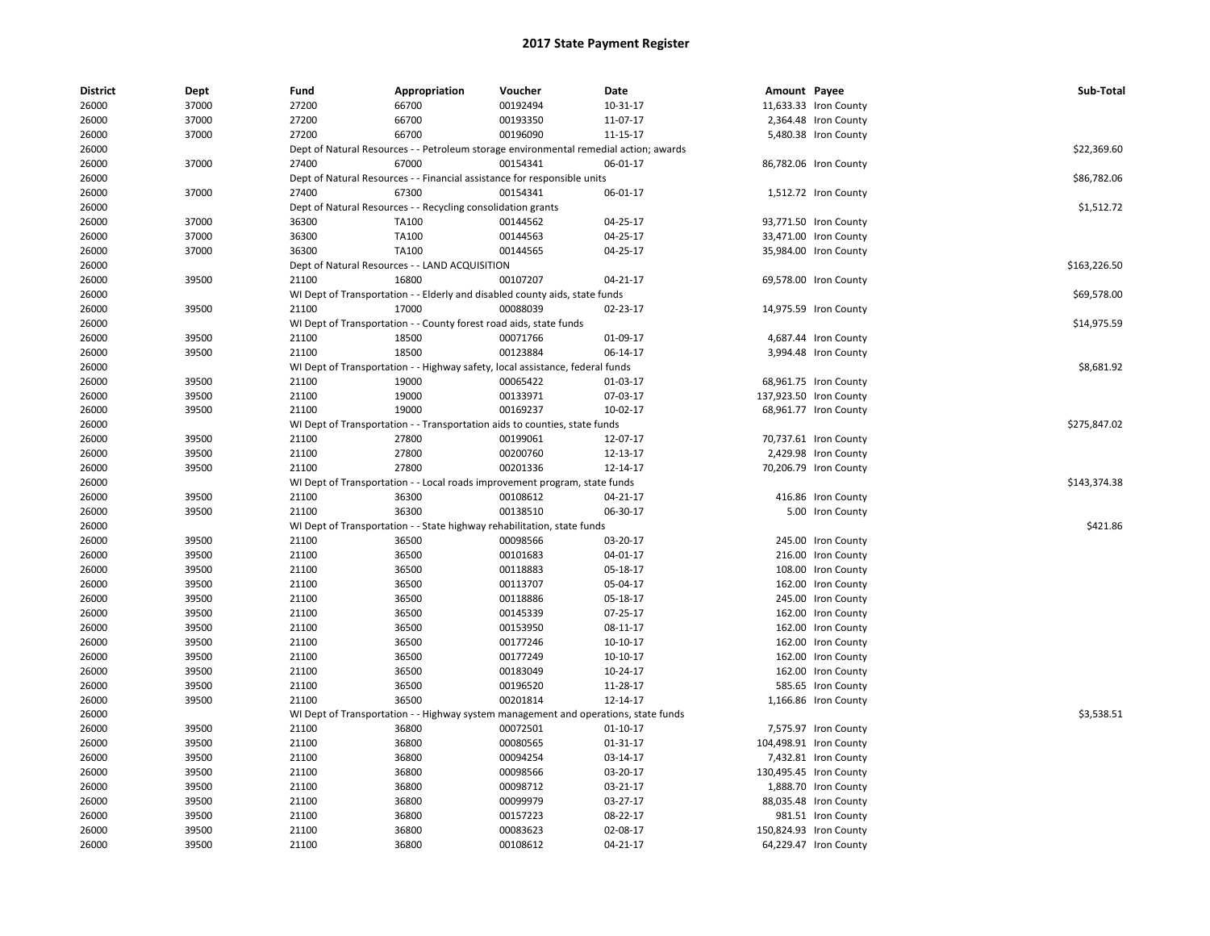# 2017 State Payment Register

| District | Dept | Fund | Appropriation | Voucher | Date | Amount | Payee | Sub-Total |
|---|---|---|---|---|---|---|---|---|
| 26000 | 37000 | 27200 | 66700 | 00192494 | 10-31-17 | 11,633.33 | Iron County | |
| 26000 | 37000 | 27200 | 66700 | 00193350 | 11-07-17 | 2,364.48 | Iron County | |
| 26000 | 37000 | 27200 | 66700 | 00196090 | 11-15-17 | 5,480.38 | Iron County | |
| 26000 | | Dept of Natural Resources - - Petroleum storage environmental remedial action; awards | | | | | | $22,369.60 |
| 26000 | 37000 | 27400 | 67000 | 00154341 | 06-01-17 | 86,782.06 | Iron County | |
| 26000 | | Dept of Natural Resources - - Financial assistance for responsible units | | | | | | $86,782.06 |
| 26000 | 37000 | 27400 | 67300 | 00154341 | 06-01-17 | 1,512.72 | Iron County | |
| 26000 | | Dept of Natural Resources - - Recycling consolidation grants | | | | | | $1,512.72 |
| 26000 | 37000 | 36300 | TA100 | 00144562 | 04-25-17 | 93,771.50 | Iron County | |
| 26000 | 37000 | 36300 | TA100 | 00144563 | 04-25-17 | 33,471.00 | Iron County | |
| 26000 | 37000 | 36300 | TA100 | 00144565 | 04-25-17 | 35,984.00 | Iron County | |
| 26000 | | Dept of Natural Resources - - LAND ACQUISITION | | | | | | $163,226.50 |
| 26000 | 39500 | 21100 | 16800 | 00107207 | 04-21-17 | 69,578.00 | Iron County | |
| 26000 | | WI Dept of Transportation - - Elderly and disabled county aids, state funds | | | | | | $69,578.00 |
| 26000 | 39500 | 21100 | 17000 | 00088039 | 02-23-17 | 14,975.59 | Iron County | |
| 26000 | | WI Dept of Transportation - - County forest road aids, state funds | | | | | | $14,975.59 |
| 26000 | 39500 | 21100 | 18500 | 00071766 | 01-09-17 | 4,687.44 | Iron County | |
| 26000 | 39500 | 21100 | 18500 | 00123884 | 06-14-17 | 3,994.48 | Iron County | |
| 26000 | | WI Dept of Transportation - - Highway safety, local assistance, federal funds | | | | | | $8,681.92 |
| 26000 | 39500 | 21100 | 19000 | 00065422 | 01-03-17 | 68,961.75 | Iron County | |
| 26000 | 39500 | 21100 | 19000 | 00133971 | 07-03-17 | 137,923.50 | Iron County | |
| 26000 | 39500 | 21100 | 19000 | 00169237 | 10-02-17 | 68,961.77 | Iron County | |
| 26000 | | WI Dept of Transportation - - Transportation aids to counties, state funds | | | | | | $275,847.02 |
| 26000 | 39500 | 21100 | 27800 | 00199061 | 12-07-17 | 70,737.61 | Iron County | |
| 26000 | 39500 | 21100 | 27800 | 00200760 | 12-13-17 | 2,429.98 | Iron County | |
| 26000 | 39500 | 21100 | 27800 | 00201336 | 12-14-17 | 70,206.79 | Iron County | |
| 26000 | | WI Dept of Transportation - - Local roads improvement program, state funds | | | | | | $143,374.38 |
| 26000 | 39500 | 21100 | 36300 | 00108612 | 04-21-17 | 416.86 | Iron County | |
| 26000 | 39500 | 21100 | 36300 | 00138510 | 06-30-17 | 5.00 | Iron County | |
| 26000 | | WI Dept of Transportation - - State highway rehabilitation, state funds | | | | | | $421.86 |
| 26000 | 39500 | 21100 | 36500 | 00098566 | 03-20-17 | 245.00 | Iron County | |
| 26000 | 39500 | 21100 | 36500 | 00101683 | 04-01-17 | 216.00 | Iron County | |
| 26000 | 39500 | 21100 | 36500 | 00118883 | 05-18-17 | 108.00 | Iron County | |
| 26000 | 39500 | 21100 | 36500 | 00113707 | 05-04-17 | 162.00 | Iron County | |
| 26000 | 39500 | 21100 | 36500 | 00118886 | 05-18-17 | 245.00 | Iron County | |
| 26000 | 39500 | 21100 | 36500 | 00145339 | 07-25-17 | 162.00 | Iron County | |
| 26000 | 39500 | 21100 | 36500 | 00153950 | 08-11-17 | 162.00 | Iron County | |
| 26000 | 39500 | 21100 | 36500 | 00177246 | 10-10-17 | 162.00 | Iron County | |
| 26000 | 39500 | 21100 | 36500 | 00177249 | 10-10-17 | 162.00 | Iron County | |
| 26000 | 39500 | 21100 | 36500 | 00183049 | 10-24-17 | 162.00 | Iron County | |
| 26000 | 39500 | 21100 | 36500 | 00196520 | 11-28-17 | 585.65 | Iron County | |
| 26000 | 39500 | 21100 | 36500 | 00201814 | 12-14-17 | 1,166.86 | Iron County | |
| 26000 | | WI Dept of Transportation - - Highway system management and operations, state funds | | | | | | $3,538.51 |
| 26000 | 39500 | 21100 | 36800 | 00072501 | 01-10-17 | 7,575.97 | Iron County | |
| 26000 | 39500 | 21100 | 36800 | 00080565 | 01-31-17 | 104,498.91 | Iron County | |
| 26000 | 39500 | 21100 | 36800 | 00094254 | 03-14-17 | 7,432.81 | Iron County | |
| 26000 | 39500 | 21100 | 36800 | 00098566 | 03-20-17 | 130,495.45 | Iron County | |
| 26000 | 39500 | 21100 | 36800 | 00098712 | 03-21-17 | 1,888.70 | Iron County | |
| 26000 | 39500 | 21100 | 36800 | 00099979 | 03-27-17 | 88,035.48 | Iron County | |
| 26000 | 39500 | 21100 | 36800 | 00157223 | 08-22-17 | 981.51 | Iron County | |
| 26000 | 39500 | 21100 | 36800 | 00083623 | 02-08-17 | 150,824.93 | Iron County | |
| 26000 | 39500 | 21100 | 36800 | 00108612 | 04-21-17 | 64,229.47 | Iron County | |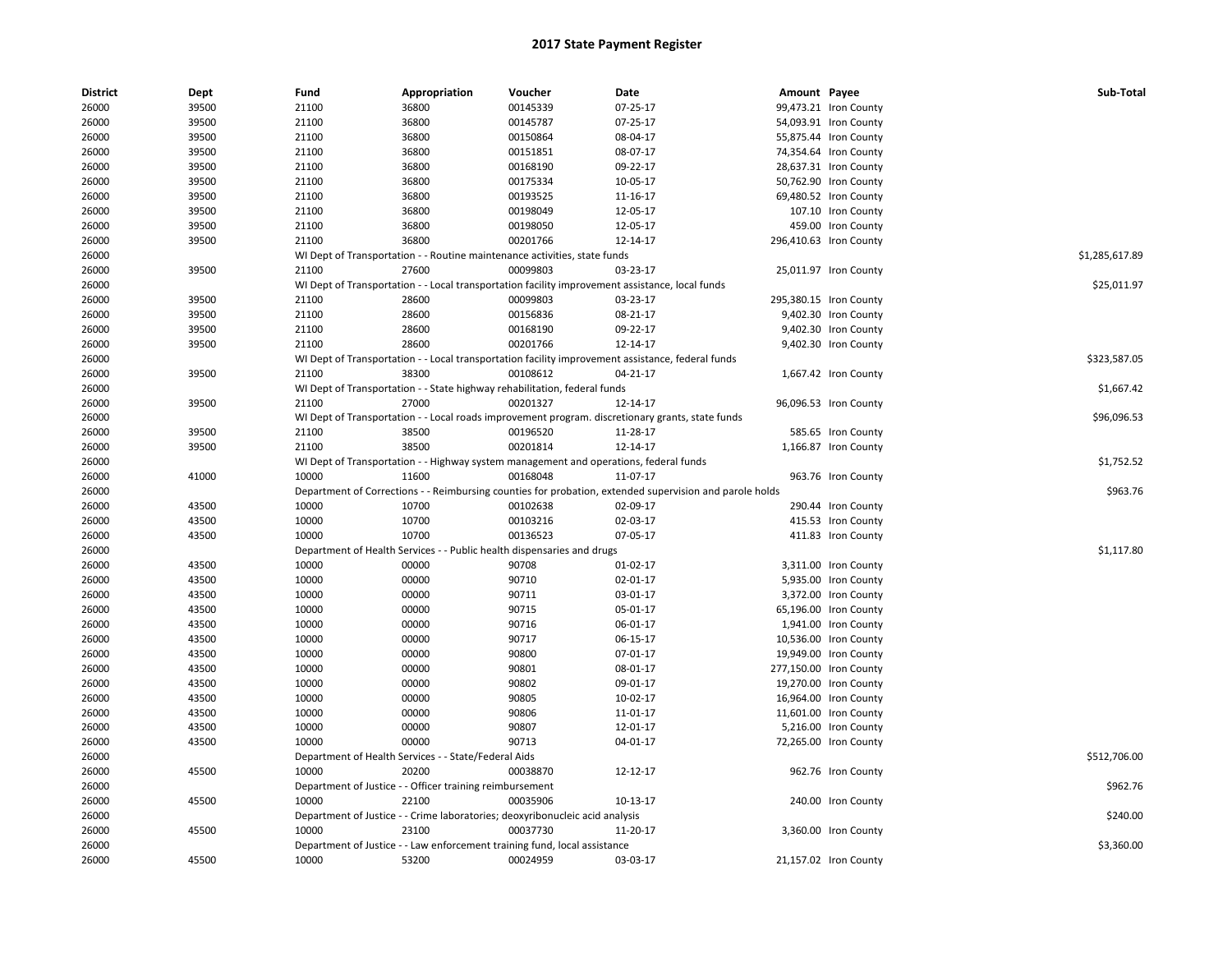## 2017 State Payment Register

| District | Dept | Fund | Appropriation | Voucher | Date | Amount | Payee | Sub-Total |
|---|---|---|---|---|---|---|---|---|
| 26000 | 39500 | 21100 | 36800 | 00145339 | 07-25-17 | 99,473.21 | Iron County | |
| 26000 | 39500 | 21100 | 36800 | 00145787 | 07-25-17 | 54,093.91 | Iron County | |
| 26000 | 39500 | 21100 | 36800 | 00150864 | 08-04-17 | 55,875.44 | Iron County | |
| 26000 | 39500 | 21100 | 36800 | 00151851 | 08-07-17 | 74,354.64 | Iron County | |
| 26000 | 39500 | 21100 | 36800 | 00168190 | 09-22-17 | 28,637.31 | Iron County | |
| 26000 | 39500 | 21100 | 36800 | 00175334 | 10-05-17 | 50,762.90 | Iron County | |
| 26000 | 39500 | 21100 | 36800 | 00193525 | 11-16-17 | 69,480.52 | Iron County | |
| 26000 | 39500 | 21100 | 36800 | 00198049 | 12-05-17 | 107.10 | Iron County | |
| 26000 | 39500 | 21100 | 36800 | 00198050 | 12-05-17 | 459.00 | Iron County | |
| 26000 | 39500 | 21100 | 36800 | 00201766 | 12-14-17 | 296,410.63 | Iron County | |
| 26000 | | WI Dept of Transportation - - Routine maintenance activities, state funds | | | | | | $1,285,617.89 |
| 26000 | 39500 | 21100 | 27600 | 00099803 | 03-23-17 | 25,011.97 | Iron County | |
| 26000 | | WI Dept of Transportation - - Local transportation facility improvement assistance, local funds | | | | | | $25,011.97 |
| 26000 | 39500 | 21100 | 28600 | 00099803 | 03-23-17 | 295,380.15 | Iron County | |
| 26000 | 39500 | 21100 | 28600 | 00156836 | 08-21-17 | 9,402.30 | Iron County | |
| 26000 | 39500 | 21100 | 28600 | 00168190 | 09-22-17 | 9,402.30 | Iron County | |
| 26000 | 39500 | 21100 | 28600 | 00201766 | 12-14-17 | 9,402.30 | Iron County | |
| 26000 | | WI Dept of Transportation - - Local transportation facility improvement assistance, federal funds | | | | | | $323,587.05 |
| 26000 | 39500 | 21100 | 38300 | 00108612 | 04-21-17 | 1,667.42 | Iron County | |
| 26000 | | WI Dept of Transportation - - State highway rehabilitation, federal funds | | | | | | $1,667.42 |
| 26000 | 39500 | 21100 | 27000 | 00201327 | 12-14-17 | 96,096.53 | Iron County | |
| 26000 | | WI Dept of Transportation - - Local roads improvement program. discretionary grants, state funds | | | | | | $96,096.53 |
| 26000 | 39500 | 21100 | 38500 | 00196520 | 11-28-17 | 585.65 | Iron County | |
| 26000 | 39500 | 21100 | 38500 | 00201814 | 12-14-17 | 1,166.87 | Iron County | |
| 26000 | | WI Dept of Transportation - - Highway system management and operations, federal funds | | | | | | $1,752.52 |
| 26000 | 41000 | 10000 | 11600 | 00168048 | 11-07-17 | 963.76 | Iron County | |
| 26000 | | Department of Corrections - - Reimbursing counties for probation, extended supervision and parole holds | | | | | | $963.76 |
| 26000 | 43500 | 10000 | 10700 | 00102638 | 02-09-17 | 290.44 | Iron County | |
| 26000 | 43500 | 10000 | 10700 | 00103216 | 02-03-17 | 415.53 | Iron County | |
| 26000 | 43500 | 10000 | 10700 | 00136523 | 07-05-17 | 411.83 | Iron County | |
| 26000 | | Department of Health Services - - Public health dispensaries and drugs | | | | | | $1,117.80 |
| 26000 | 43500 | 10000 | 00000 | 90708 | 01-02-17 | 3,311.00 | Iron County | |
| 26000 | 43500 | 10000 | 00000 | 90710 | 02-01-17 | 5,935.00 | Iron County | |
| 26000 | 43500 | 10000 | 00000 | 90711 | 03-01-17 | 3,372.00 | Iron County | |
| 26000 | 43500 | 10000 | 00000 | 90715 | 05-01-17 | 65,196.00 | Iron County | |
| 26000 | 43500 | 10000 | 00000 | 90716 | 06-01-17 | 1,941.00 | Iron County | |
| 26000 | 43500 | 10000 | 00000 | 90717 | 06-15-17 | 10,536.00 | Iron County | |
| 26000 | 43500 | 10000 | 00000 | 90800 | 07-01-17 | 19,949.00 | Iron County | |
| 26000 | 43500 | 10000 | 00000 | 90801 | 08-01-17 | 277,150.00 | Iron County | |
| 26000 | 43500 | 10000 | 00000 | 90802 | 09-01-17 | 19,270.00 | Iron County | |
| 26000 | 43500 | 10000 | 00000 | 90805 | 10-02-17 | 16,964.00 | Iron County | |
| 26000 | 43500 | 10000 | 00000 | 90806 | 11-01-17 | 11,601.00 | Iron County | |
| 26000 | 43500 | 10000 | 00000 | 90807 | 12-01-17 | 5,216.00 | Iron County | |
| 26000 | 43500 | 10000 | 00000 | 90713 | 04-01-17 | 72,265.00 | Iron County | |
| 26000 | | Department of Health Services - - State/Federal Aids | | | | | | $512,706.00 |
| 26000 | 45500 | 10000 | 20200 | 00038870 | 12-12-17 | 962.76 | Iron County | |
| 26000 | | Department of Justice - - Officer training reimbursement | | | | | | $962.76 |
| 26000 | 45500 | 10000 | 22100 | 00035906 | 10-13-17 | 240.00 | Iron County | |
| 26000 | | Department of Justice - - Crime laboratories; deoxyribonucleic acid analysis | | | | | | $240.00 |
| 26000 | 45500 | 10000 | 23100 | 00037730 | 11-20-17 | 3,360.00 | Iron County | |
| 26000 | | Department of Justice - - Law enforcement training fund, local assistance | | | | | | $3,360.00 |
| 26000 | 45500 | 10000 | 53200 | 00024959 | 03-03-17 | 21,157.02 | Iron County | |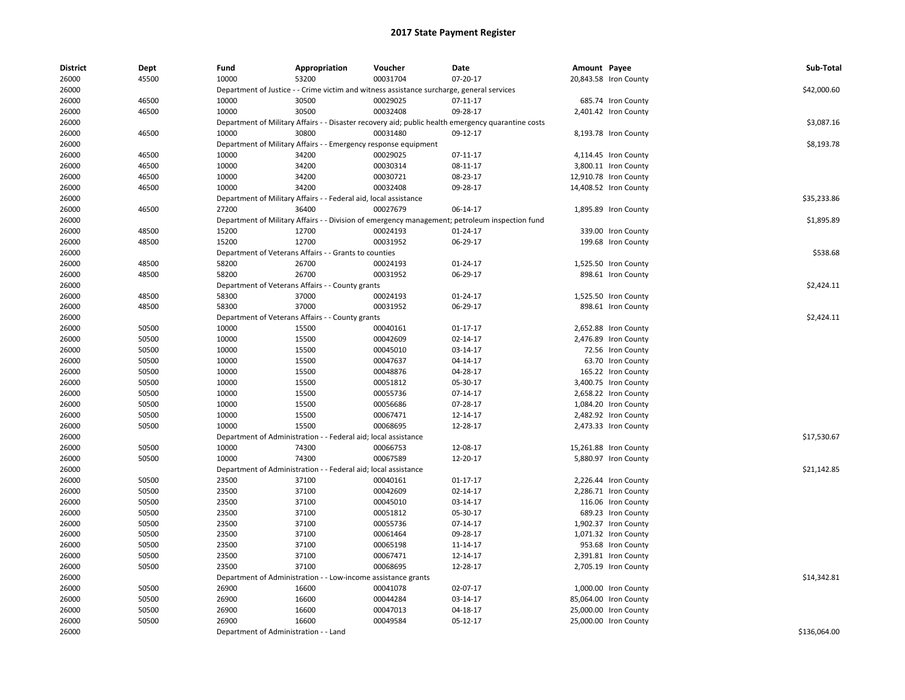# 2017 State Payment Register

| District | Dept | Fund | Appropriation | Voucher | Date | Amount | Payee | Sub-Total |
|---|---|---|---|---|---|---|---|---|
| 26000 | 45500 | 10000 | 53200 | 00031704 | 07-20-17 | 20,843.58 | Iron County | |
| 26000 | | Department of Justice - - Crime victim and witness assistance surcharge, general services | | | | | | $42,000.60 |
| 26000 | 46500 | 10000 | 30500 | 00029025 | 07-11-17 | 685.74 | Iron County | |
| 26000 | 46500 | 10000 | 30500 | 00032408 | 09-28-17 | 2,401.42 | Iron County | |
| 26000 | | Department of Military Affairs - - Disaster recovery aid; public health emergency quarantine costs | | | | | | $3,087.16 |
| 26000 | 46500 | 10000 | 30800 | 00031480 | 09-12-17 | 8,193.78 | Iron County | |
| 26000 | | Department of Military Affairs - - Emergency response equipment | | | | | | $8,193.78 |
| 26000 | 46500 | 10000 | 34200 | 00029025 | 07-11-17 | 4,114.45 | Iron County | |
| 26000 | 46500 | 10000 | 34200 | 00030314 | 08-11-17 | 3,800.11 | Iron County | |
| 26000 | 46500 | 10000 | 34200 | 00030721 | 08-23-17 | 12,910.78 | Iron County | |
| 26000 | 46500 | 10000 | 34200 | 00032408 | 09-28-17 | 14,408.52 | Iron County | |
| 26000 | | Department of Military Affairs - - Federal aid, local assistance | | | | | | $35,233.86 |
| 26000 | 46500 | 27200 | 36400 | 00027679 | 06-14-17 | 1,895.89 | Iron County | |
| 26000 | | Department of Military Affairs - - Division of emergency management; petroleum inspection fund | | | | | | $1,895.89 |
| 26000 | 48500 | 15200 | 12700 | 00024193 | 01-24-17 | 339.00 | Iron County | |
| 26000 | 48500 | 15200 | 12700 | 00031952 | 06-29-17 | 199.68 | Iron County | |
| 26000 | | Department of Veterans Affairs - - Grants to counties | | | | | | $538.68 |
| 26000 | 48500 | 58200 | 26700 | 00024193 | 01-24-17 | 1,525.50 | Iron County | |
| 26000 | 48500 | 58200 | 26700 | 00031952 | 06-29-17 | 898.61 | Iron County | |
| 26000 | | Department of Veterans Affairs - - County grants | | | | | | $2,424.11 |
| 26000 | 48500 | 58300 | 37000 | 00024193 | 01-24-17 | 1,525.50 | Iron County | |
| 26000 | 48500 | 58300 | 37000 | 00031952 | 06-29-17 | 898.61 | Iron County | |
| 26000 | | Department of Veterans Affairs - - County grants | | | | | | $2,424.11 |
| 26000 | 50500 | 10000 | 15500 | 00040161 | 01-17-17 | 2,652.88 | Iron County | |
| 26000 | 50500 | 10000 | 15500 | 00042609 | 02-14-17 | 2,476.89 | Iron County | |
| 26000 | 50500 | 10000 | 15500 | 00045010 | 03-14-17 | 72.56 | Iron County | |
| 26000 | 50500 | 10000 | 15500 | 00047637 | 04-14-17 | 63.70 | Iron County | |
| 26000 | 50500 | 10000 | 15500 | 00048876 | 04-28-17 | 165.22 | Iron County | |
| 26000 | 50500 | 10000 | 15500 | 00051812 | 05-30-17 | 3,400.75 | Iron County | |
| 26000 | 50500 | 10000 | 15500 | 00055736 | 07-14-17 | 2,658.22 | Iron County | |
| 26000 | 50500 | 10000 | 15500 | 00056686 | 07-28-17 | 1,084.20 | Iron County | |
| 26000 | 50500 | 10000 | 15500 | 00067471 | 12-14-17 | 2,482.92 | Iron County | |
| 26000 | 50500 | 10000 | 15500 | 00068695 | 12-28-17 | 2,473.33 | Iron County | |
| 26000 | | Department of Administration - - Federal aid; local assistance | | | | | | $17,530.67 |
| 26000 | 50500 | 10000 | 74300 | 00066753 | 12-08-17 | 15,261.88 | Iron County | |
| 26000 | 50500 | 10000 | 74300 | 00067589 | 12-20-17 | 5,880.97 | Iron County | |
| 26000 | | Department of Administration - - Federal aid; local assistance | | | | | | $21,142.85 |
| 26000 | 50500 | 23500 | 37100 | 00040161 | 01-17-17 | 2,226.44 | Iron County | |
| 26000 | 50500 | 23500 | 37100 | 00042609 | 02-14-17 | 2,286.71 | Iron County | |
| 26000 | 50500 | 23500 | 37100 | 00045010 | 03-14-17 | 116.06 | Iron County | |
| 26000 | 50500 | 23500 | 37100 | 00051812 | 05-30-17 | 689.23 | Iron County | |
| 26000 | 50500 | 23500 | 37100 | 00055736 | 07-14-17 | 1,902.37 | Iron County | |
| 26000 | 50500 | 23500 | 37100 | 00061464 | 09-28-17 | 1,071.32 | Iron County | |
| 26000 | 50500 | 23500 | 37100 | 00065198 | 11-14-17 | 953.68 | Iron County | |
| 26000 | 50500 | 23500 | 37100 | 00067471 | 12-14-17 | 2,391.81 | Iron County | |
| 26000 | 50500 | 23500 | 37100 | 00068695 | 12-28-17 | 2,705.19 | Iron County | |
| 26000 | | Department of Administration - - Low-income assistance grants | | | | | | $14,342.81 |
| 26000 | 50500 | 26900 | 16600 | 00041078 | 02-07-17 | 1,000.00 | Iron County | |
| 26000 | 50500 | 26900 | 16600 | 00044284 | 03-14-17 | 85,064.00 | Iron County | |
| 26000 | 50500 | 26900 | 16600 | 00047013 | 04-18-17 | 25,000.00 | Iron County | |
| 26000 | 50500 | 26900 | 16600 | 00049584 | 05-12-17 | 25,000.00 | Iron County | |
| 26000 | | Department of Administration - - Land | | | | | | $136,064.00 |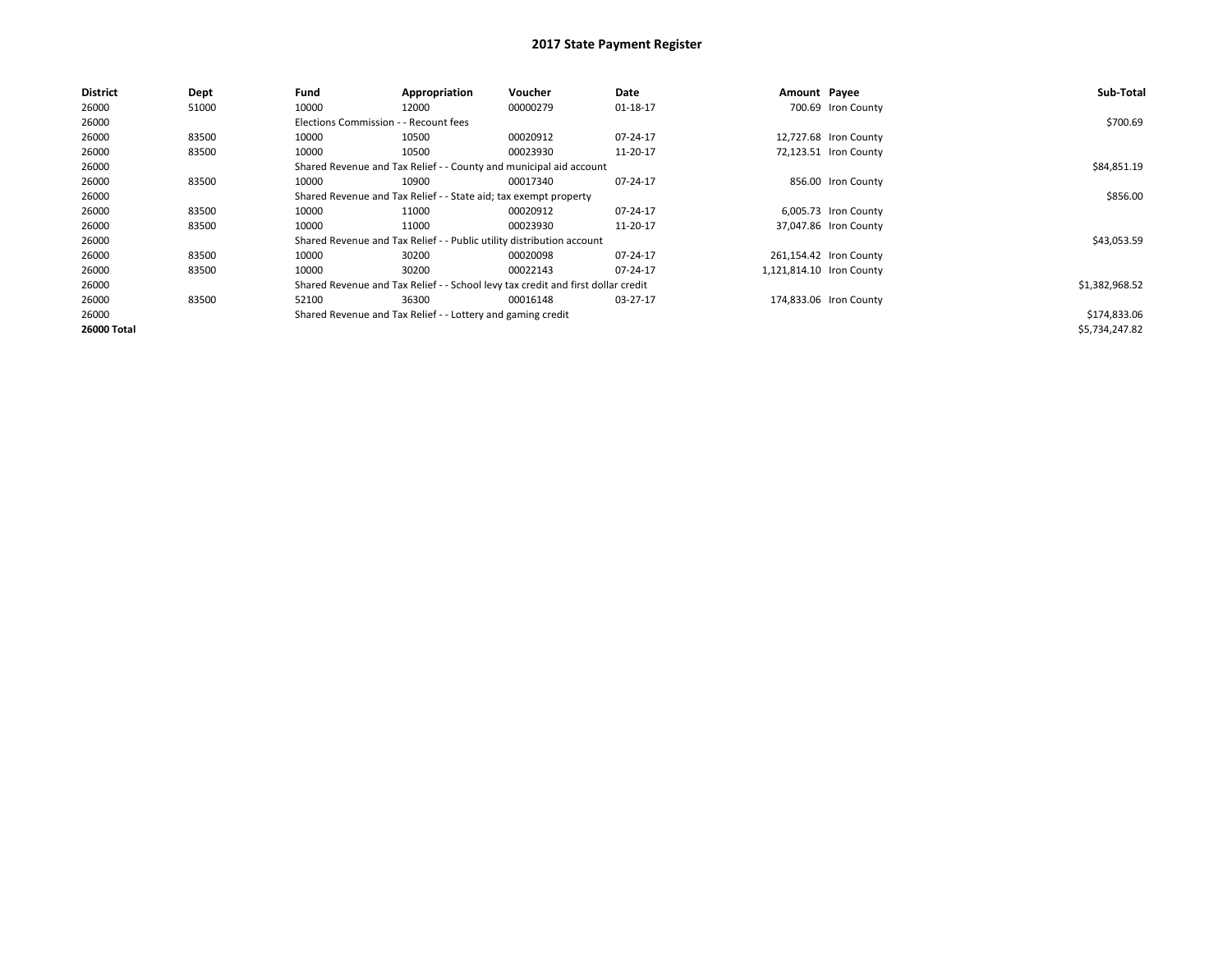# 2017 State Payment Register

| District | Dept | Fund | Appropriation | Voucher | Date | Amount | Payee | Sub-Total |
|---|---|---|---|---|---|---|---|---|
| 26000 | 51000 | 10000 | 12000 | 00000279 | 01-18-17 | 700.69 | Iron County | |
| 26000 | | Elections Commission - - Recount fees | | | | | | $700.69 |
| 26000 | 83500 | 10000 | 10500 | 00020912 | 07-24-17 | 12,727.68 | Iron County | |
| 26000 | 83500 | 10000 | 10500 | 00023930 | 11-20-17 | 72,123.51 | Iron County | |
| 26000 | | Shared Revenue and Tax Relief - - County and municipal aid account | | | | | | $84,851.19 |
| 26000 | 83500 | 10000 | 10900 | 00017340 | 07-24-17 | 856.00 | Iron County | |
| 26000 | | Shared Revenue and Tax Relief - - State aid; tax exempt property | | | | | | $856.00 |
| 26000 | 83500 | 10000 | 11000 | 00020912 | 07-24-17 | 6,005.73 | Iron County | |
| 26000 | 83500 | 10000 | 11000 | 00023930 | 11-20-17 | 37,047.86 | Iron County | |
| 26000 | | Shared Revenue and Tax Relief - - Public utility distribution account | | | | | | $43,053.59 |
| 26000 | 83500 | 10000 | 30200 | 00020098 | 07-24-17 | 261,154.42 | Iron County | |
| 26000 | 83500 | 10000 | 30200 | 00022143 | 07-24-17 | 1,121,814.10 | Iron County | |
| 26000 | | Shared Revenue and Tax Relief - - School levy tax credit and first dollar credit | | | | | | $1,382,968.52 |
| 26000 | 83500 | 52100 | 36300 | 00016148 | 03-27-17 | 174,833.06 | Iron County | |
| 26000 | | Shared Revenue and Tax Relief - - Lottery and gaming credit | | | | | | $174,833.06 |
| **26000 Total** | | | | | | | | $5,734,247.82 |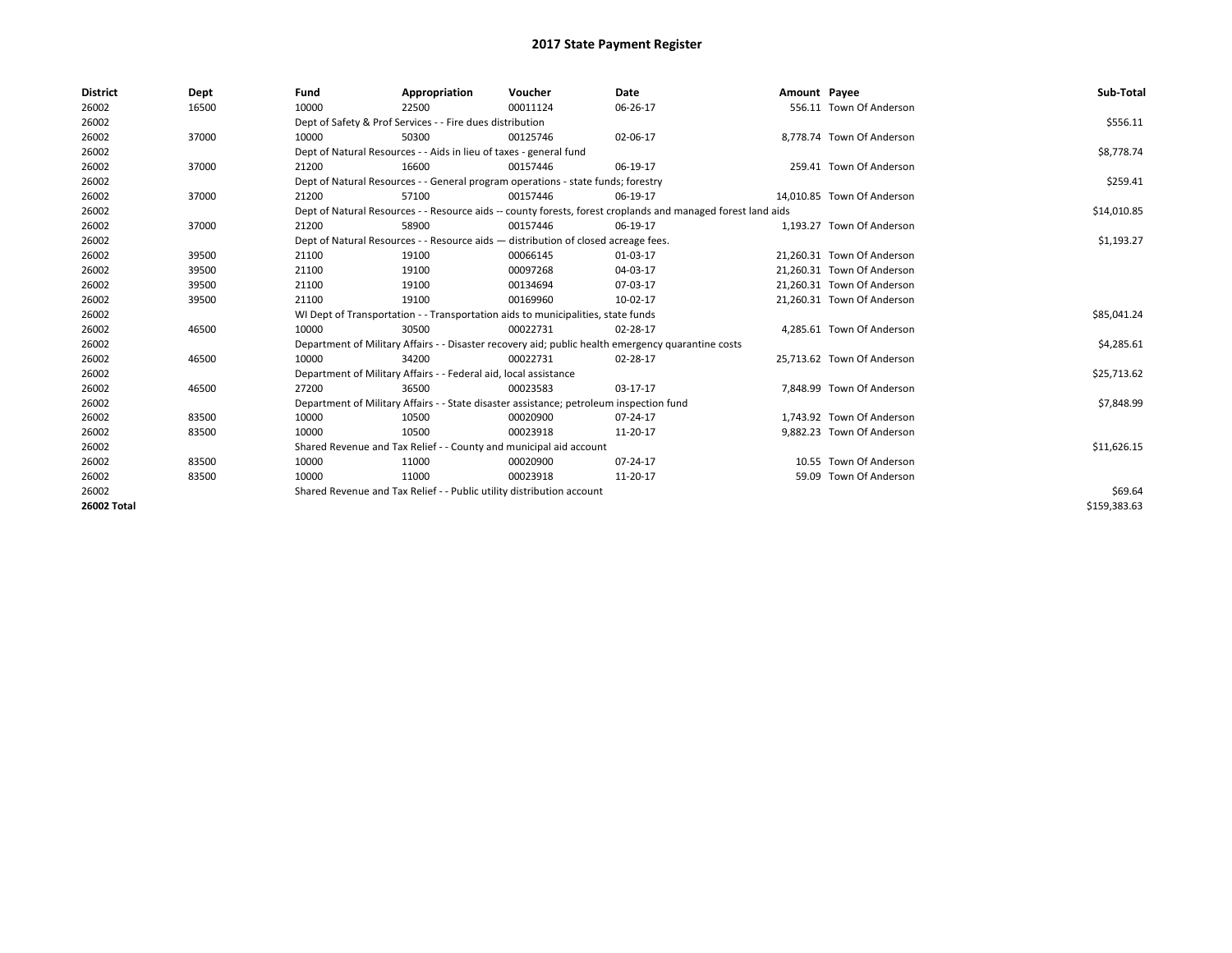# 2017 State Payment Register

| District | Dept | Fund | Appropriation | Voucher | Date | Amount | Payee | Sub-Total |
|---|---|---|---|---|---|---|---|---|
| 26002 | 16500 | 10000 | 22500 | 00011124 | 06-26-17 | 556.11 | Town Of Anderson | |
| 26002 | | Dept of Safety & Prof Services - - Fire dues distribution | | | | | | $556.11 |
| 26002 | 37000 | 10000 | 50300 | 00125746 | 02-06-17 | 8,778.74 | Town Of Anderson | |
| 26002 | | Dept of Natural Resources - - Aids in lieu of taxes - general fund | | | | | | $8,778.74 |
| 26002 | 37000 | 21200 | 16600 | 00157446 | 06-19-17 | 259.41 | Town Of Anderson | |
| 26002 | | Dept of Natural Resources - - General program operations - state funds; forestry | | | | | | $259.41 |
| 26002 | 37000 | 21200 | 57100 | 00157446 | 06-19-17 | 14,010.85 | Town Of Anderson | |
| 26002 | | Dept of Natural Resources - - Resource aids -- county forests, forest croplands and managed forest land aids | | | | | | $14,010.85 |
| 26002 | 37000 | 21200 | 58900 | 00157446 | 06-19-17 | 1,193.27 | Town Of Anderson | |
| 26002 | | Dept of Natural Resources - - Resource aids — distribution of closed acreage fees. | | | | | | $1,193.27 |
| 26002 | 39500 | 21100 | 19100 | 00066145 | 01-03-17 | 21,260.31 | Town Of Anderson | |
| 26002 | 39500 | 21100 | 19100 | 00097268 | 04-03-17 | 21,260.31 | Town Of Anderson | |
| 26002 | 39500 | 21100 | 19100 | 00134694 | 07-03-17 | 21,260.31 | Town Of Anderson | |
| 26002 | 39500 | 21100 | 19100 | 00169960 | 10-02-17 | 21,260.31 | Town Of Anderson | |
| 26002 | | WI Dept of Transportation - - Transportation aids to municipalities, state funds | | | | | | $85,041.24 |
| 26002 | 46500 | 10000 | 30500 | 00022731 | 02-28-17 | 4,285.61 | Town Of Anderson | |
| 26002 | | Department of Military Affairs - - Disaster recovery aid; public health emergency quarantine costs | | | | | | $4,285.61 |
| 26002 | 46500 | 10000 | 34200 | 00022731 | 02-28-17 | 25,713.62 | Town Of Anderson | |
| 26002 | | Department of Military Affairs - - Federal aid, local assistance | | | | | | $25,713.62 |
| 26002 | 46500 | 27200 | 36500 | 00023583 | 03-17-17 | 7,848.99 | Town Of Anderson | |
| 26002 | | Department of Military Affairs - - State disaster assistance; petroleum inspection fund | | | | | | $7,848.99 |
| 26002 | 83500 | 10000 | 10500 | 00020900 | 07-24-17 | 1,743.92 | Town Of Anderson | |
| 26002 | 83500 | 10000 | 10500 | 00023918 | 11-20-17 | 9,882.23 | Town Of Anderson | |
| 26002 | | Shared Revenue and Tax Relief - - County and municipal aid account | | | | | | $11,626.15 |
| 26002 | 83500 | 10000 | 11000 | 00020900 | 07-24-17 | 10.55 | Town Of Anderson | |
| 26002 | 83500 | 10000 | 11000 | 00023918 | 11-20-17 | 59.09 | Town Of Anderson | |
| 26002 | | Shared Revenue and Tax Relief - - Public utility distribution account | | | | | | $69.64 |
| **26002 Total** | | | | | | | | $159,383.63 |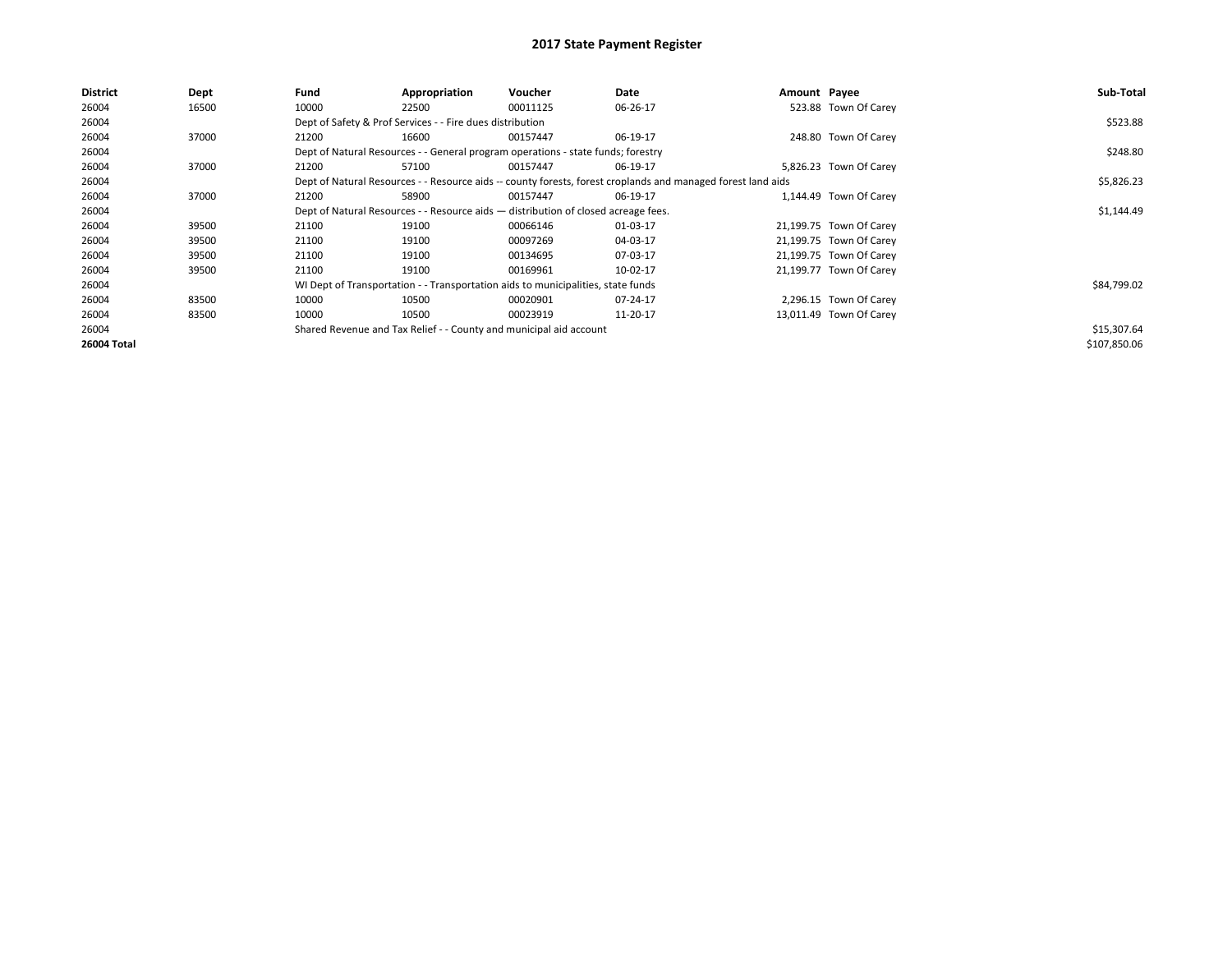# 2017 State Payment Register

| District | Dept | Fund | Appropriation | Voucher | Date | Amount | Payee | Sub-Total |
|---|---|---|---|---|---|---|---|---|
| 26004 | 16500 | 10000 | 22500 | 00011125 | 06-26-17 | 523.88 | Town Of Carey | |
| 26004 | | Dept of Safety & Prof Services - - Fire dues distribution | | | | | | $523.88 |
| 26004 | 37000 | 21200 | 16600 | 00157447 | 06-19-17 | 248.80 | Town Of Carey | |
| 26004 | | Dept of Natural Resources - - General program operations - state funds; forestry | | | | | | $248.80 |
| 26004 | 37000 | 21200 | 57100 | 00157447 | 06-19-17 | 5,826.23 | Town Of Carey | |
| 26004 | | Dept of Natural Resources - - Resource aids -- county forests, forest croplands and managed forest land aids | | | | | | $5,826.23 |
| 26004 | 37000 | 21200 | 58900 | 00157447 | 06-19-17 | 1,144.49 | Town Of Carey | |
| 26004 | | Dept of Natural Resources - - Resource aids — distribution of closed acreage fees. | | | | | | $1,144.49 |
| 26004 | 39500 | 21100 | 19100 | 00066146 | 01-03-17 | 21,199.75 | Town Of Carey | |
| 26004 | 39500 | 21100 | 19100 | 00097269 | 04-03-17 | 21,199.75 | Town Of Carey | |
| 26004 | 39500 | 21100 | 19100 | 00134695 | 07-03-17 | 21,199.75 | Town Of Carey | |
| 26004 | 39500 | 21100 | 19100 | 00169961 | 10-02-17 | 21,199.77 | Town Of Carey | |
| 26004 | | WI Dept of Transportation - - Transportation aids to municipalities, state funds | | | | | | $84,799.02 |
| 26004 | 83500 | 10000 | 10500 | 00020901 | 07-24-17 | 2,296.15 | Town Of Carey | |
| 26004 | 83500 | 10000 | 10500 | 00023919 | 11-20-17 | 13,011.49 | Town Of Carey | |
| 26004 | | Shared Revenue and Tax Relief - - County and municipal aid account | | | | | | $15,307.64 |
| **26004 Total** | | | | | | | | $107,850.06 |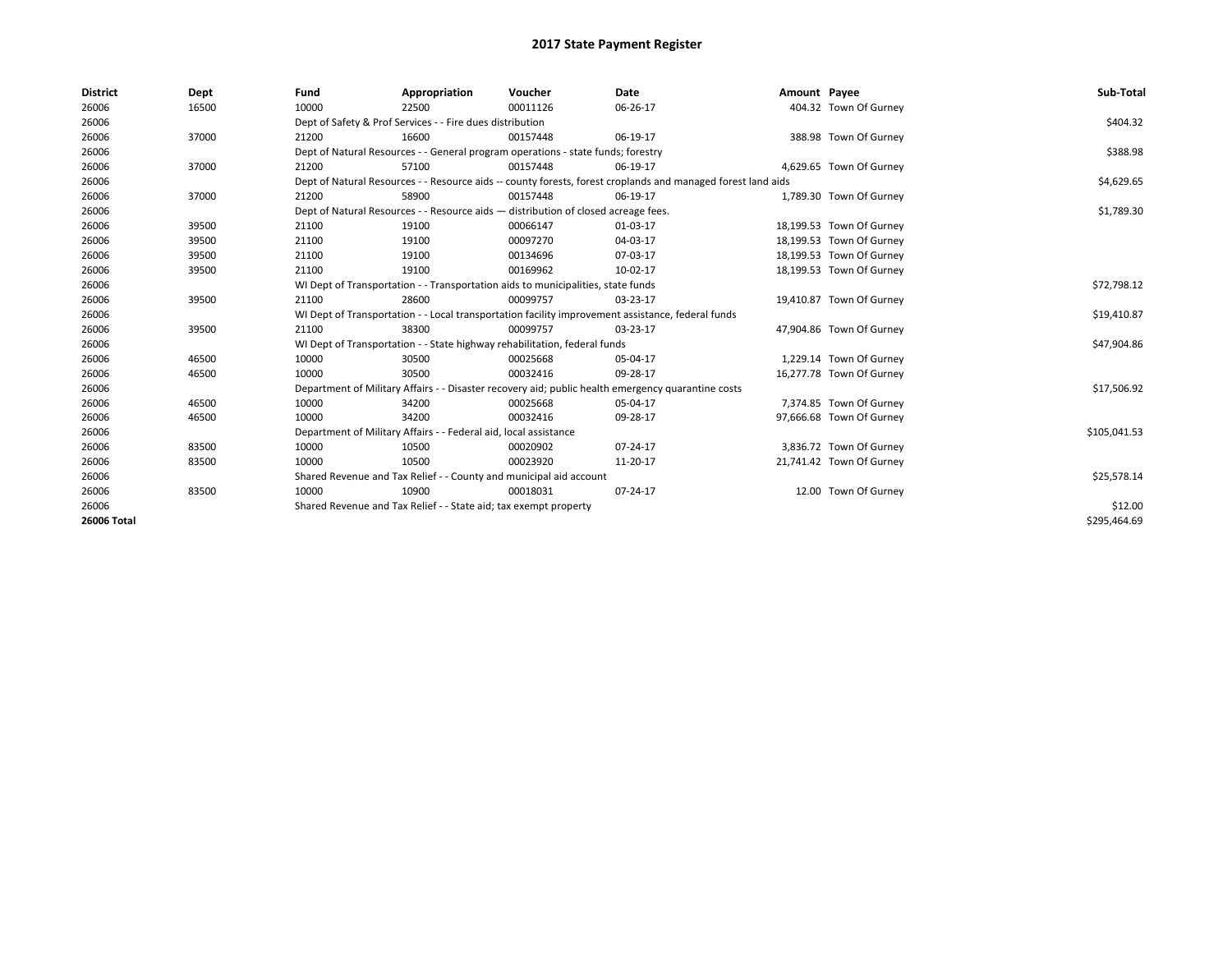# 2017 State Payment Register

| District | Dept | Fund | Appropriation | Voucher | Date | Amount | Payee | Sub-Total |
|---|---|---|---|---|---|---|---|---|
| 26006 | 16500 | 10000 | 22500 | 00011126 | 06-26-17 | 404.32 | Town Of Gurney | |
| 26006 | | Dept of Safety & Prof Services - - Fire dues distribution | | | | | | $404.32 |
| 26006 | 37000 | 21200 | 16600 | 00157448 | 06-19-17 | 388.98 | Town Of Gurney | |
| 26006 | | Dept of Natural Resources - - General program operations - state funds; forestry | | | | | | $388.98 |
| 26006 | 37000 | 21200 | 57100 | 00157448 | 06-19-17 | 4,629.65 | Town Of Gurney | |
| 26006 | | Dept of Natural Resources - - Resource aids -- county forests, forest croplands and managed forest land aids | | | | | | $4,629.65 |
| 26006 | 37000 | 21200 | 58900 | 00157448 | 06-19-17 | 1,789.30 | Town Of Gurney | |
| 26006 | | Dept of Natural Resources - - Resource aids — distribution of closed acreage fees. | | | | | | $1,789.30 |
| 26006 | 39500 | 21100 | 19100 | 00066147 | 01-03-17 | 18,199.53 | Town Of Gurney | |
| 26006 | 39500 | 21100 | 19100 | 00097270 | 04-03-17 | 18,199.53 | Town Of Gurney | |
| 26006 | 39500 | 21100 | 19100 | 00134696 | 07-03-17 | 18,199.53 | Town Of Gurney | |
| 26006 | 39500 | 21100 | 19100 | 00169962 | 10-02-17 | 18,199.53 | Town Of Gurney | |
| 26006 | | WI Dept of Transportation - - Transportation aids to municipalities, state funds | | | | | | $72,798.12 |
| 26006 | 39500 | 21100 | 28600 | 00099757 | 03-23-17 | 19,410.87 | Town Of Gurney | |
| 26006 | | WI Dept of Transportation - - Local transportation facility improvement assistance, federal funds | | | | | | $19,410.87 |
| 26006 | 39500 | 21100 | 38300 | 00099757 | 03-23-17 | 47,904.86 | Town Of Gurney | |
| 26006 | | WI Dept of Transportation - - State highway rehabilitation, federal funds | | | | | | $47,904.86 |
| 26006 | 46500 | 10000 | 30500 | 00025668 | 05-04-17 | 1,229.14 | Town Of Gurney | |
| 26006 | 46500 | 10000 | 30500 | 00032416 | 09-28-17 | 16,277.78 | Town Of Gurney | |
| 26006 | | Department of Military Affairs - - Disaster recovery aid; public health emergency quarantine costs | | | | | | $17,506.92 |
| 26006 | 46500 | 10000 | 34200 | 00025668 | 05-04-17 | 7,374.85 | Town Of Gurney | |
| 26006 | 46500 | 10000 | 34200 | 00032416 | 09-28-17 | 97,666.68 | Town Of Gurney | |
| 26006 | | Department of Military Affairs - - Federal aid, local assistance | | | | | | $105,041.53 |
| 26006 | 83500 | 10000 | 10500 | 00020902 | 07-24-17 | 3,836.72 | Town Of Gurney | |
| 26006 | 83500 | 10000 | 10500 | 00023920 | 11-20-17 | 21,741.42 | Town Of Gurney | |
| 26006 | | Shared Revenue and Tax Relief - - County and municipal aid account | | | | | | $25,578.14 |
| 26006 | 83500 | 10000 | 10900 | 00018031 | 07-24-17 | 12.00 | Town Of Gurney | |
| 26006 | | Shared Revenue and Tax Relief - - State aid; tax exempt property | | | | | | $12.00 |
| **26006 Total** | | | | | | | | $295,464.69 |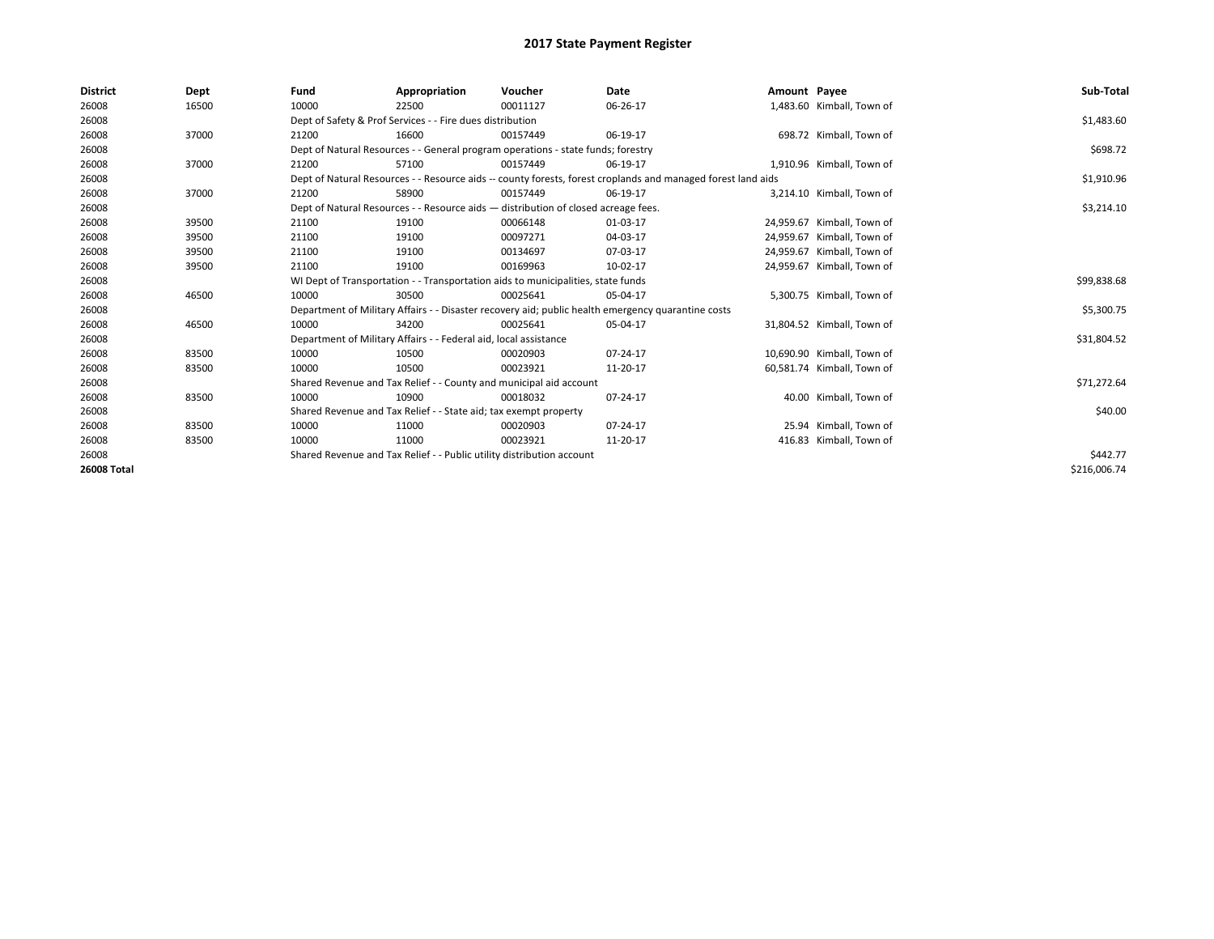# 2017 State Payment Register

| District | Dept | Fund | Appropriation | Voucher | Date | Amount | Payee | Sub-Total |
|---|---|---|---|---|---|---|---|---|
| 26008 | 16500 | 10000 | 22500 | 00011127 | 06-26-17 | 1,483.60 | Kimball, Town of | |
| 26008 | | Dept of Safety & Prof Services - - Fire dues distribution | | | | | | $1,483.60 |
| 26008 | 37000 | 21200 | 16600 | 00157449 | 06-19-17 | 698.72 | Kimball, Town of | |
| 26008 | | Dept of Natural Resources - - General program operations - state funds; forestry | | | | | | $698.72 |
| 26008 | 37000 | 21200 | 57100 | 00157449 | 06-19-17 | 1,910.96 | Kimball, Town of | |
| 26008 | | Dept of Natural Resources - - Resource aids -- county forests, forest croplands and managed forest land aids | | | | | | $1,910.96 |
| 26008 | 37000 | 21200 | 58900 | 00157449 | 06-19-17 | 3,214.10 | Kimball, Town of | |
| 26008 | | Dept of Natural Resources - - Resource aids — distribution of closed acreage fees. | | | | | | $3,214.10 |
| 26008 | 39500 | 21100 | 19100 | 00066148 | 01-03-17 | 24,959.67 | Kimball, Town of | |
| 26008 | 39500 | 21100 | 19100 | 00097271 | 04-03-17 | 24,959.67 | Kimball, Town of | |
| 26008 | 39500 | 21100 | 19100 | 00134697 | 07-03-17 | 24,959.67 | Kimball, Town of | |
| 26008 | 39500 | 21100 | 19100 | 00169963 | 10-02-17 | 24,959.67 | Kimball, Town of | |
| 26008 | | WI Dept of Transportation - - Transportation aids to municipalities, state funds | | | | | | $99,838.68 |
| 26008 | 46500 | 10000 | 30500 | 00025641 | 05-04-17 | 5,300.75 | Kimball, Town of | |
| 26008 | | Department of Military Affairs - - Disaster recovery aid; public health emergency quarantine costs | | | | | | $5,300.75 |
| 26008 | 46500 | 10000 | 34200 | 00025641 | 05-04-17 | 31,804.52 | Kimball, Town of | |
| 26008 | | Department of Military Affairs - - Federal aid, local assistance | | | | | | $31,804.52 |
| 26008 | 83500 | 10000 | 10500 | 00020903 | 07-24-17 | 10,690.90 | Kimball, Town of | |
| 26008 | 83500 | 10000 | 10500 | 00023921 | 11-20-17 | 60,581.74 | Kimball, Town of | |
| 26008 | | Shared Revenue and Tax Relief - - County and municipal aid account | | | | | | $71,272.64 |
| 26008 | 83500 | 10000 | 10900 | 00018032 | 07-24-17 | 40.00 | Kimball, Town of | |
| 26008 | | Shared Revenue and Tax Relief - - State aid; tax exempt property | | | | | | $40.00 |
| 26008 | 83500 | 10000 | 11000 | 00020903 | 07-24-17 | 25.94 | Kimball, Town of | |
| 26008 | 83500 | 10000 | 11000 | 00023921 | 11-20-17 | 416.83 | Kimball, Town of | |
| 26008 | | Shared Revenue and Tax Relief - - Public utility distribution account | | | | | | $442.77 |
| **26008 Total** | | | | | | | | $216,006.74 |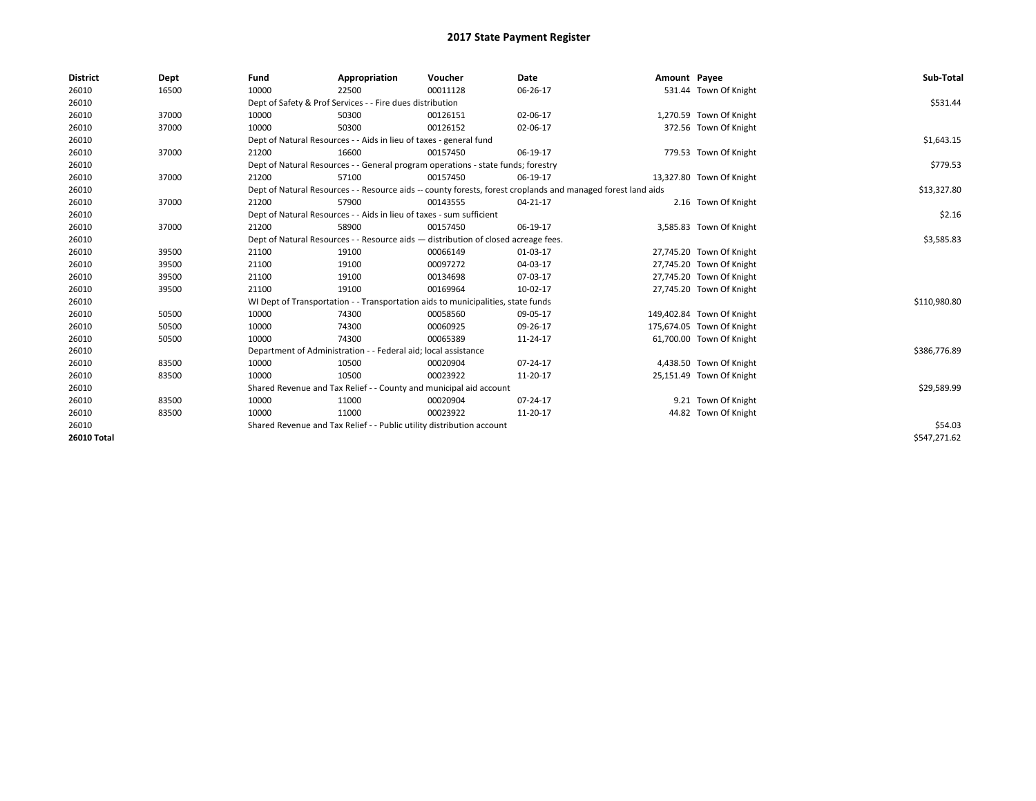# 2017 State Payment Register

| District | Dept | Fund | Appropriation | Voucher | Date | Amount | Payee | Sub-Total |
|---|---|---|---|---|---|---|---|---|
| 26010 | 16500 | 10000 | 22500 | 00011128 | 06-26-17 | 531.44 | Town Of Knight | |
| 26010 | | Dept of Safety & Prof Services - - Fire dues distribution | | | | | | $531.44 |
| 26010 | 37000 | 10000 | 50300 | 00126151 | 02-06-17 | 1,270.59 | Town Of Knight | |
| 26010 | 37000 | 10000 | 50300 | 00126152 | 02-06-17 | 372.56 | Town Of Knight | |
| 26010 | | Dept of Natural Resources - - Aids in lieu of taxes - general fund | | | | | | $1,643.15 |
| 26010 | 37000 | 21200 | 16600 | 00157450 | 06-19-17 | 779.53 | Town Of Knight | |
| 26010 | | Dept of Natural Resources - - General program operations - state funds; forestry | | | | | | $779.53 |
| 26010 | 37000 | 21200 | 57100 | 00157450 | 06-19-17 | 13,327.80 | Town Of Knight | |
| 26010 | | Dept of Natural Resources - - Resource aids -- county forests, forest croplands and managed forest land aids | | | | | | $13,327.80 |
| 26010 | 37000 | 21200 | 57900 | 00143555 | 04-21-17 | 2.16 | Town Of Knight | |
| 26010 | | Dept of Natural Resources - - Aids in lieu of taxes - sum sufficient | | | | | | $2.16 |
| 26010 | 37000 | 21200 | 58900 | 00157450 | 06-19-17 | 3,585.83 | Town Of Knight | |
| 26010 | | Dept of Natural Resources - - Resource aids — distribution of closed acreage fees. | | | | | | $3,585.83 |
| 26010 | 39500 | 21100 | 19100 | 00066149 | 01-03-17 | 27,745.20 | Town Of Knight | |
| 26010 | 39500 | 21100 | 19100 | 00097272 | 04-03-17 | 27,745.20 | Town Of Knight | |
| 26010 | 39500 | 21100 | 19100 | 00134698 | 07-03-17 | 27,745.20 | Town Of Knight | |
| 26010 | 39500 | 21100 | 19100 | 00169964 | 10-02-17 | 27,745.20 | Town Of Knight | |
| 26010 | | WI Dept of Transportation - - Transportation aids to municipalities, state funds | | | | | | $110,980.80 |
| 26010 | 50500 | 10000 | 74300 | 00058560 | 09-05-17 | 149,402.84 | Town Of Knight | |
| 26010 | 50500 | 10000 | 74300 | 00060925 | 09-26-17 | 175,674.05 | Town Of Knight | |
| 26010 | 50500 | 10000 | 74300 | 00065389 | 11-24-17 | 61,700.00 | Town Of Knight | |
| 26010 | | Department of Administration - - Federal aid; local assistance | | | | | | $386,776.89 |
| 26010 | 83500 | 10000 | 10500 | 00020904 | 07-24-17 | 4,438.50 | Town Of Knight | |
| 26010 | 83500 | 10000 | 10500 | 00023922 | 11-20-17 | 25,151.49 | Town Of Knight | |
| 26010 | | Shared Revenue and Tax Relief - - County and municipal aid account | | | | | | $29,589.99 |
| 26010 | 83500 | 10000 | 11000 | 00020904 | 07-24-17 | 9.21 | Town Of Knight | |
| 26010 | 83500 | 10000 | 11000 | 00023922 | 11-20-17 | 44.82 | Town Of Knight | |
| 26010 | | Shared Revenue and Tax Relief - - Public utility distribution account | | | | | | $54.03 |
| **26010 Total** | | | | | | | | $547,271.62 |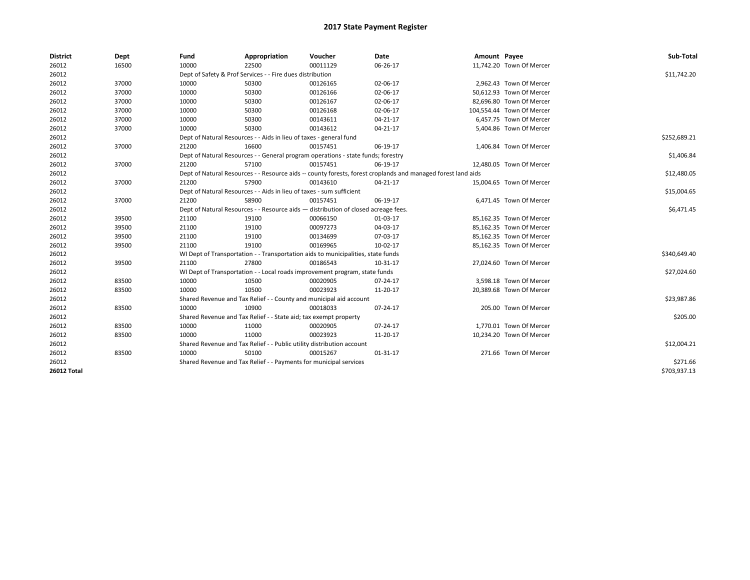# 2017 State Payment Register

| District | Dept | Fund | Appropriation | Voucher | Date | Amount | Payee | Sub-Total |
|---|---|---|---|---|---|---|---|---|
| 26012 | 16500 | 10000 | 22500 | 00011129 | 06-26-17 | 11,742.20 | Town Of Mercer | |
| 26012 | | Dept of Safety & Prof Services - - Fire dues distribution | | | | | | $11,742.20 |
| 26012 | 37000 | 10000 | 50300 | 00126165 | 02-06-17 | 2,962.43 | Town Of Mercer | |
| 26012 | 37000 | 10000 | 50300 | 00126166 | 02-06-17 | 50,612.93 | Town Of Mercer | |
| 26012 | 37000 | 10000 | 50300 | 00126167 | 02-06-17 | 82,696.80 | Town Of Mercer | |
| 26012 | 37000 | 10000 | 50300 | 00126168 | 02-06-17 | 104,554.44 | Town Of Mercer | |
| 26012 | 37000 | 10000 | 50300 | 00143611 | 04-21-17 | 6,457.75 | Town Of Mercer | |
| 26012 | 37000 | 10000 | 50300 | 00143612 | 04-21-17 | 5,404.86 | Town Of Mercer | |
| 26012 | | Dept of Natural Resources - - Aids in lieu of taxes - general fund | | | | | | $252,689.21 |
| 26012 | 37000 | 21200 | 16600 | 00157451 | 06-19-17 | 1,406.84 | Town Of Mercer | |
| 26012 | | Dept of Natural Resources - - General program operations - state funds; forestry | | | | | | $1,406.84 |
| 26012 | 37000 | 21200 | 57100 | 00157451 | 06-19-17 | 12,480.05 | Town Of Mercer | |
| 26012 | | Dept of Natural Resources - - Resource aids -- county forests, forest croplands and managed forest land aids | | | | | | $12,480.05 |
| 26012 | 37000 | 21200 | 57900 | 00143610 | 04-21-17 | 15,004.65 | Town Of Mercer | |
| 26012 | | Dept of Natural Resources - - Aids in lieu of taxes - sum sufficient | | | | | | $15,004.65 |
| 26012 | 37000 | 21200 | 58900 | 00157451 | 06-19-17 | 6,471.45 | Town Of Mercer | |
| 26012 | | Dept of Natural Resources - - Resource aids — distribution of closed acreage fees. | | | | | | $6,471.45 |
| 26012 | 39500 | 21100 | 19100 | 00066150 | 01-03-17 | 85,162.35 | Town Of Mercer | |
| 26012 | 39500 | 21100 | 19100 | 00097273 | 04-03-17 | 85,162.35 | Town Of Mercer | |
| 26012 | 39500 | 21100 | 19100 | 00134699 | 07-03-17 | 85,162.35 | Town Of Mercer | |
| 26012 | 39500 | 21100 | 19100 | 00169965 | 10-02-17 | 85,162.35 | Town Of Mercer | |
| 26012 | | WI Dept of Transportation - - Transportation aids to municipalities, state funds | | | | | | $340,649.40 |
| 26012 | 39500 | 21100 | 27800 | 00186543 | 10-31-17 | 27,024.60 | Town Of Mercer | |
| 26012 | | WI Dept of Transportation - - Local roads improvement program, state funds | | | | | | $27,024.60 |
| 26012 | 83500 | 10000 | 10500 | 00020905 | 07-24-17 | 3,598.18 | Town Of Mercer | |
| 26012 | 83500 | 10000 | 10500 | 00023923 | 11-20-17 | 20,389.68 | Town Of Mercer | |
| 26012 | | Shared Revenue and Tax Relief - - County and municipal aid account | | | | | | $23,987.86 |
| 26012 | 83500 | 10000 | 10900 | 00018033 | 07-24-17 | 205.00 | Town Of Mercer | |
| 26012 | | Shared Revenue and Tax Relief - - State aid; tax exempt property | | | | | | $205.00 |
| 26012 | 83500 | 10000 | 11000 | 00020905 | 07-24-17 | 1,770.01 | Town Of Mercer | |
| 26012 | 83500 | 10000 | 11000 | 00023923 | 11-20-17 | 10,234.20 | Town Of Mercer | |
| 26012 | | Shared Revenue and Tax Relief - - Public utility distribution account | | | | | | $12,004.21 |
| 26012 | 83500 | 10000 | 50100 | 00015267 | 01-31-17 | 271.66 | Town Of Mercer | |
| 26012 | | Shared Revenue and Tax Relief - - Payments for municipal services | | | | | | $271.66 |
| **26012 Total** | | | | | | | | $703,937.13 |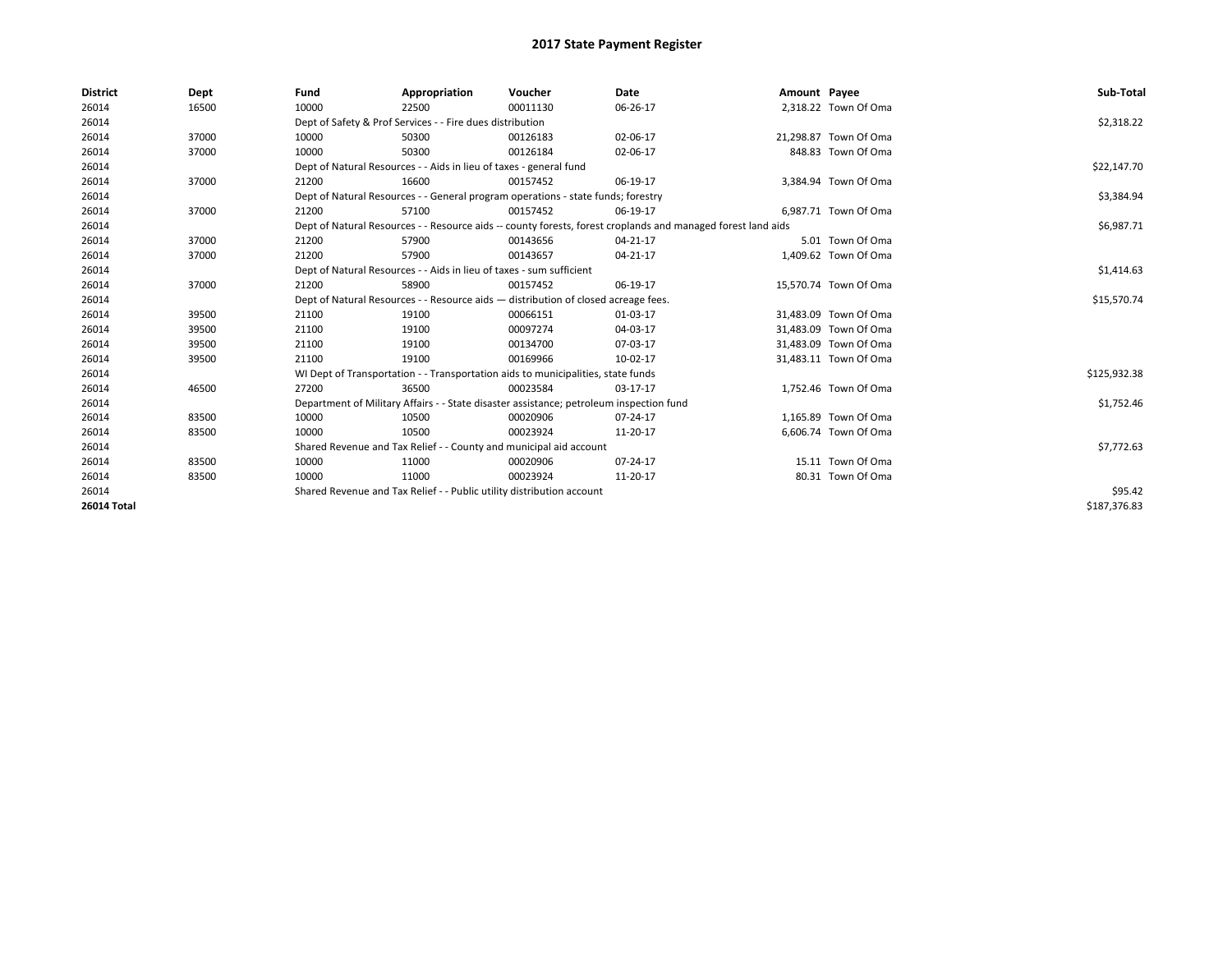# 2017 State Payment Register

| District | Dept | Fund | Appropriation | Voucher | Date | Amount | Payee | Sub-Total |
|---|---|---|---|---|---|---|---|---|
| 26014 | 16500 | 10000 | 22500 | 00011130 | 06-26-17 | 2,318.22 | Town Of Oma | |
| 26014 | | Dept of Safety & Prof Services - - Fire dues distribution | | | | | | $2,318.22 |
| 26014 | 37000 | 10000 | 50300 | 00126183 | 02-06-17 | 21,298.87 | Town Of Oma | |
| 26014 | 37000 | 10000 | 50300 | 00126184 | 02-06-17 | 848.83 | Town Of Oma | |
| 26014 | | Dept of Natural Resources - - Aids in lieu of taxes - general fund | | | | | | $22,147.70 |
| 26014 | 37000 | 21200 | 16600 | 00157452 | 06-19-17 | 3,384.94 | Town Of Oma | |
| 26014 | | Dept of Natural Resources - - General program operations - state funds; forestry | | | | | | $3,384.94 |
| 26014 | 37000 | 21200 | 57100 | 00157452 | 06-19-17 | 6,987.71 | Town Of Oma | |
| 26014 | | Dept of Natural Resources - - Resource aids -- county forests, forest croplands and managed forest land aids | | | | | | $6,987.71 |
| 26014 | 37000 | 21200 | 57900 | 00143656 | 04-21-17 | 5.01 | Town Of Oma | |
| 26014 | 37000 | 21200 | 57900 | 00143657 | 04-21-17 | 1,409.62 | Town Of Oma | |
| 26014 | | Dept of Natural Resources - - Aids in lieu of taxes - sum sufficient | | | | | | $1,414.63 |
| 26014 | 37000 | 21200 | 58900 | 00157452 | 06-19-17 | 15,570.74 | Town Of Oma | |
| 26014 | | Dept of Natural Resources - - Resource aids — distribution of closed acreage fees. | | | | | | $15,570.74 |
| 26014 | 39500 | 21100 | 19100 | 00066151 | 01-03-17 | 31,483.09 | Town Of Oma | |
| 26014 | 39500 | 21100 | 19100 | 00097274 | 04-03-17 | 31,483.09 | Town Of Oma | |
| 26014 | 39500 | 21100 | 19100 | 00134700 | 07-03-17 | 31,483.09 | Town Of Oma | |
| 26014 | 39500 | 21100 | 19100 | 00169966 | 10-02-17 | 31,483.11 | Town Of Oma | |
| 26014 | | WI Dept of Transportation - - Transportation aids to municipalities, state funds | | | | | | $125,932.38 |
| 26014 | 46500 | 27200 | 36500 | 00023584 | 03-17-17 | 1,752.46 | Town Of Oma | |
| 26014 | | Department of Military Affairs - - State disaster assistance; petroleum inspection fund | | | | | | $1,752.46 |
| 26014 | 83500 | 10000 | 10500 | 00020906 | 07-24-17 | 1,165.89 | Town Of Oma | |
| 26014 | 83500 | 10000 | 10500 | 00023924 | 11-20-17 | 6,606.74 | Town Of Oma | |
| 26014 | | Shared Revenue and Tax Relief - - County and municipal aid account | | | | | | $7,772.63 |
| 26014 | 83500 | 10000 | 11000 | 00020906 | 07-24-17 | 15.11 | Town Of Oma | |
| 26014 | 83500 | 10000 | 11000 | 00023924 | 11-20-17 | 80.31 | Town Of Oma | |
| 26014 | | Shared Revenue and Tax Relief - - Public utility distribution account | | | | | | $95.42 |
| **26014 Total** | | | | | | | | $187,376.83 |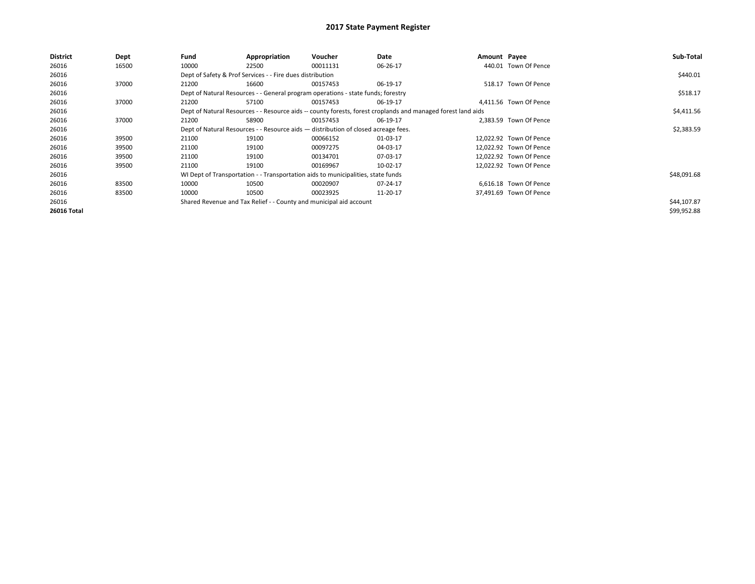# 2017 State Payment Register

| District | Dept | Fund | Appropriation | Voucher | Date | Amount | Payee | Sub-Total |
|---|---|---|---|---|---|---|---|---|
| 26016 | 16500 | 10000 | 22500 | 00011131 | 06-26-17 | 440.01 | Town Of Pence | |
| 26016 | | Dept of Safety & Prof Services - - Fire dues distribution | | | | | | $440.01 |
| 26016 | 37000 | 21200 | 16600 | 00157453 | 06-19-17 | 518.17 | Town Of Pence | |
| 26016 | | Dept of Natural Resources - - General program operations - state funds; forestry | | | | | | $518.17 |
| 26016 | 37000 | 21200 | 57100 | 00157453 | 06-19-17 | 4,411.56 | Town Of Pence | |
| 26016 | | Dept of Natural Resources - - Resource aids -- county forests, forest croplands and managed forest land aids | | | | | | $4,411.56 |
| 26016 | 37000 | 21200 | 58900 | 00157453 | 06-19-17 | 2,383.59 | Town Of Pence | |
| 26016 | | Dept of Natural Resources - - Resource aids — distribution of closed acreage fees. | | | | | | $2,383.59 |
| 26016 | 39500 | 21100 | 19100 | 00066152 | 01-03-17 | 12,022.92 | Town Of Pence | |
| 26016 | 39500 | 21100 | 19100 | 00097275 | 04-03-17 | 12,022.92 | Town Of Pence | |
| 26016 | 39500 | 21100 | 19100 | 00134701 | 07-03-17 | 12,022.92 | Town Of Pence | |
| 26016 | 39500 | 21100 | 19100 | 00169967 | 10-02-17 | 12,022.92 | Town Of Pence | |
| 26016 | | WI Dept of Transportation - - Transportation aids to municipalities, state funds | | | | | | $48,091.68 |
| 26016 | 83500 | 10000 | 10500 | 00020907 | 07-24-17 | 6,616.18 | Town Of Pence | |
| 26016 | 83500 | 10000 | 10500 | 00023925 | 11-20-17 | 37,491.69 | Town Of Pence | |
| 26016 | | Shared Revenue and Tax Relief - - County and municipal aid account | | | | | | $44,107.87 |
| **26016 Total** | | | | | | | | $99,952.88 |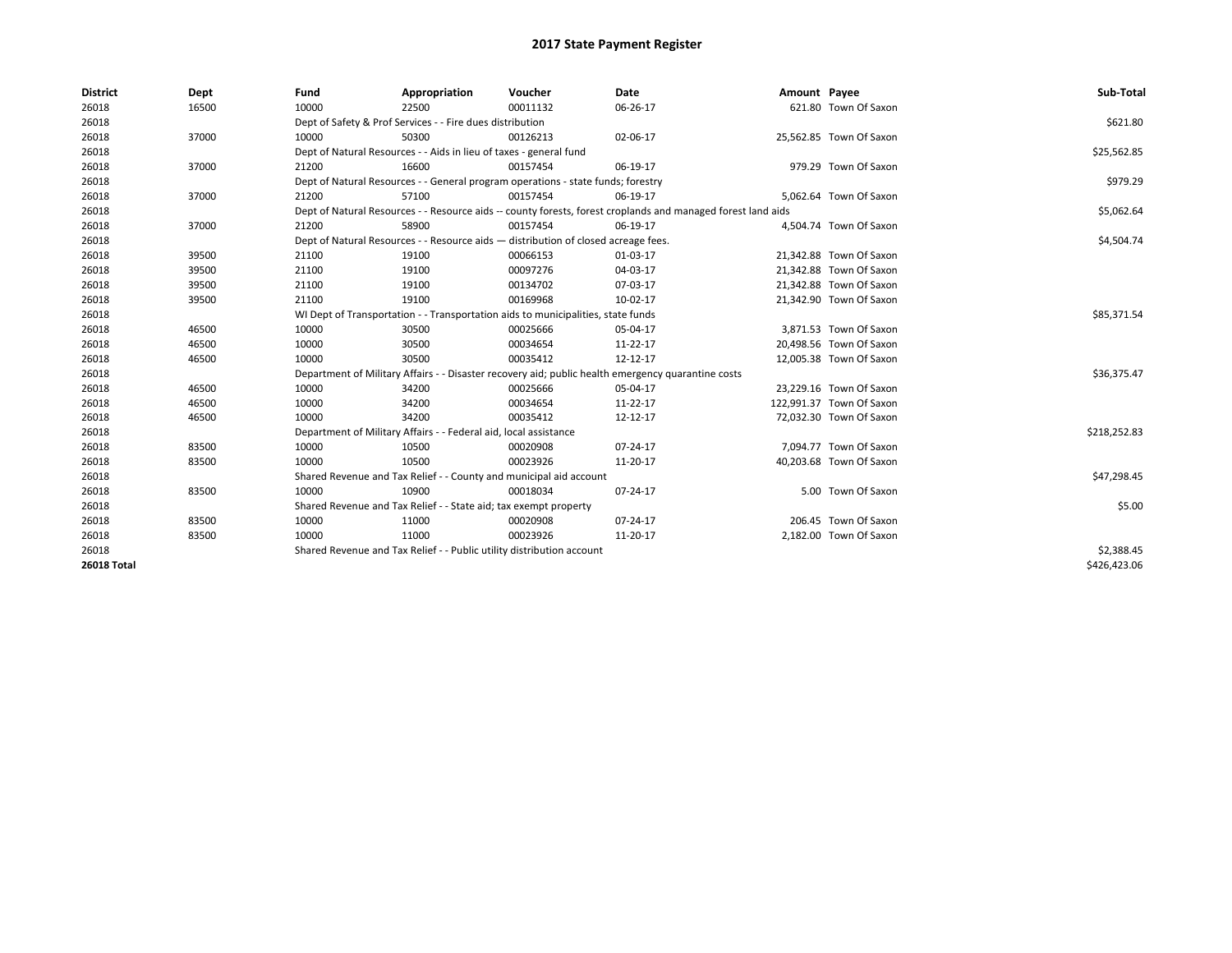# 2017 State Payment Register

| District | Dept | Fund | Appropriation | Voucher | Date | Amount | Payee | Sub-Total |
|---|---|---|---|---|---|---|---|---|
| 26018 | 16500 | 10000 | 22500 | 00011132 | 06-26-17 | 621.80 | Town Of Saxon | |
| 26018 | | Dept of Safety & Prof Services - - Fire dues distribution | | | | | | $621.80 |
| 26018 | 37000 | 10000 | 50300 | 00126213 | 02-06-17 | 25,562.85 | Town Of Saxon | |
| 26018 | | Dept of Natural Resources - - Aids in lieu of taxes - general fund | | | | | | $25,562.85 |
| 26018 | 37000 | 21200 | 16600 | 00157454 | 06-19-17 | 979.29 | Town Of Saxon | |
| 26018 | | Dept of Natural Resources - - General program operations - state funds; forestry | | | | | | $979.29 |
| 26018 | 37000 | 21200 | 57100 | 00157454 | 06-19-17 | 5,062.64 | Town Of Saxon | |
| 26018 | | Dept of Natural Resources - - Resource aids -- county forests, forest croplands and managed forest land aids | | | | | | $5,062.64 |
| 26018 | 37000 | 21200 | 58900 | 00157454 | 06-19-17 | 4,504.74 | Town Of Saxon | |
| 26018 | | Dept of Natural Resources - - Resource aids — distribution of closed acreage fees. | | | | | | $4,504.74 |
| 26018 | 39500 | 21100 | 19100 | 00066153 | 01-03-17 | 21,342.88 | Town Of Saxon | |
| 26018 | 39500 | 21100 | 19100 | 00097276 | 04-03-17 | 21,342.88 | Town Of Saxon | |
| 26018 | 39500 | 21100 | 19100 | 00134702 | 07-03-17 | 21,342.88 | Town Of Saxon | |
| 26018 | 39500 | 21100 | 19100 | 00169968 | 10-02-17 | 21,342.90 | Town Of Saxon | |
| 26018 | | WI Dept of Transportation - - Transportation aids to municipalities, state funds | | | | | | $85,371.54 |
| 26018 | 46500 | 10000 | 30500 | 00025666 | 05-04-17 | 3,871.53 | Town Of Saxon | |
| 26018 | 46500 | 10000 | 30500 | 00034654 | 11-22-17 | 20,498.56 | Town Of Saxon | |
| 26018 | 46500 | 10000 | 30500 | 00035412 | 12-12-17 | 12,005.38 | Town Of Saxon | |
| 26018 | | Department of Military Affairs - - Disaster recovery aid; public health emergency quarantine costs | | | | | | $36,375.47 |
| 26018 | 46500 | 10000 | 34200 | 00025666 | 05-04-17 | 23,229.16 | Town Of Saxon | |
| 26018 | 46500 | 10000 | 34200 | 00034654 | 11-22-17 | 122,991.37 | Town Of Saxon | |
| 26018 | 46500 | 10000 | 34200 | 00035412 | 12-12-17 | 72,032.30 | Town Of Saxon | |
| 26018 | | Department of Military Affairs - - Federal aid, local assistance | | | | | | $218,252.83 |
| 26018 | 83500 | 10000 | 10500 | 00020908 | 07-24-17 | 7,094.77 | Town Of Saxon | |
| 26018 | 83500 | 10000 | 10500 | 00023926 | 11-20-17 | 40,203.68 | Town Of Saxon | |
| 26018 | | Shared Revenue and Tax Relief - - County and municipal aid account | | | | | | $47,298.45 |
| 26018 | 83500 | 10000 | 10900 | 00018034 | 07-24-17 | 5.00 | Town Of Saxon | |
| 26018 | | Shared Revenue and Tax Relief - - State aid; tax exempt property | | | | | | $5.00 |
| 26018 | 83500 | 10000 | 11000 | 00020908 | 07-24-17 | 206.45 | Town Of Saxon | |
| 26018 | 83500 | 10000 | 11000 | 00023926 | 11-20-17 | 2,182.00 | Town Of Saxon | |
| 26018 | | Shared Revenue and Tax Relief - - Public utility distribution account | | | | | | $2,388.45 |
| **26018 Total** | | | | | | | | $426,423.06 |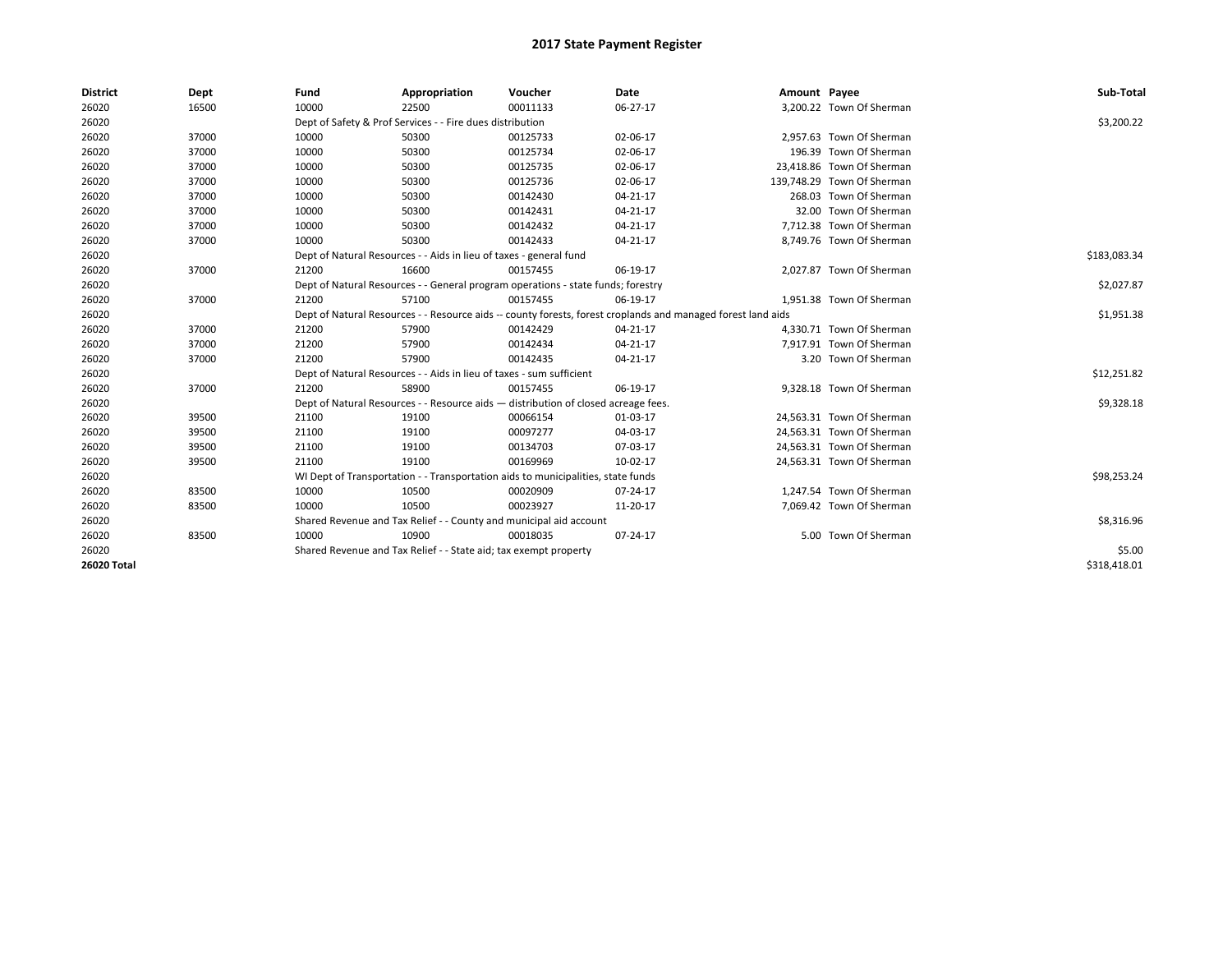# 2017 State Payment Register

| District | Dept | Fund | Appropriation | Voucher | Date | Amount | Payee | Sub-Total |
|---|---|---|---|---|---|---|---|---|
| 26020 | 16500 | 10000 | 22500 | 00011133 | 06-27-17 | 3,200.22 | Town Of Sherman | |
| 26020 | | Dept of Safety & Prof Services - - Fire dues distribution | | | | | | $3,200.22 |
| 26020 | 37000 | 10000 | 50300 | 00125733 | 02-06-17 | 2,957.63 | Town Of Sherman | |
| 26020 | 37000 | 10000 | 50300 | 00125734 | 02-06-17 | 196.39 | Town Of Sherman | |
| 26020 | 37000 | 10000 | 50300 | 00125735 | 02-06-17 | 23,418.86 | Town Of Sherman | |
| 26020 | 37000 | 10000 | 50300 | 00125736 | 02-06-17 | 139,748.29 | Town Of Sherman | |
| 26020 | 37000 | 10000 | 50300 | 00142430 | 04-21-17 | 268.03 | Town Of Sherman | |
| 26020 | 37000 | 10000 | 50300 | 00142431 | 04-21-17 | 32.00 | Town Of Sherman | |
| 26020 | 37000 | 10000 | 50300 | 00142432 | 04-21-17 | 7,712.38 | Town Of Sherman | |
| 26020 | 37000 | 10000 | 50300 | 00142433 | 04-21-17 | 8,749.76 | Town Of Sherman | |
| 26020 | | Dept of Natural Resources - - Aids in lieu of taxes - general fund | | | | | | $183,083.34 |
| 26020 | 37000 | 21200 | 16600 | 00157455 | 06-19-17 | 2,027.87 | Town Of Sherman | |
| 26020 | | Dept of Natural Resources - - General program operations - state funds; forestry | | | | | | $2,027.87 |
| 26020 | 37000 | 21200 | 57100 | 00157455 | 06-19-17 | 1,951.38 | Town Of Sherman | |
| 26020 | | Dept of Natural Resources - - Resource aids -- county forests, forest croplands and managed forest land aids | | | | | | $1,951.38 |
| 26020 | 37000 | 21200 | 57900 | 00142429 | 04-21-17 | 4,330.71 | Town Of Sherman | |
| 26020 | 37000 | 21200 | 57900 | 00142434 | 04-21-17 | 7,917.91 | Town Of Sherman | |
| 26020 | 37000 | 21200 | 57900 | 00142435 | 04-21-17 | 3.20 | Town Of Sherman | |
| 26020 | | Dept of Natural Resources - - Aids in lieu of taxes - sum sufficient | | | | | | $12,251.82 |
| 26020 | 37000 | 21200 | 58900 | 00157455 | 06-19-17 | 9,328.18 | Town Of Sherman | |
| 26020 | | Dept of Natural Resources - - Resource aids — distribution of closed acreage fees. | | | | | | $9,328.18 |
| 26020 | 39500 | 21100 | 19100 | 00066154 | 01-03-17 | 24,563.31 | Town Of Sherman | |
| 26020 | 39500 | 21100 | 19100 | 00097277 | 04-03-17 | 24,563.31 | Town Of Sherman | |
| 26020 | 39500 | 21100 | 19100 | 00134703 | 07-03-17 | 24,563.31 | Town Of Sherman | |
| 26020 | 39500 | 21100 | 19100 | 00169969 | 10-02-17 | 24,563.31 | Town Of Sherman | |
| 26020 | | WI Dept of Transportation - - Transportation aids to municipalities, state funds | | | | | | $98,253.24 |
| 26020 | 83500 | 10000 | 10500 | 00020909 | 07-24-17 | 1,247.54 | Town Of Sherman | |
| 26020 | 83500 | 10000 | 10500 | 00023927 | 11-20-17 | 7,069.42 | Town Of Sherman | |
| 26020 | | Shared Revenue and Tax Relief - - County and municipal aid account | | | | | | $8,316.96 |
| 26020 | 83500 | 10000 | 10900 | 00018035 | 07-24-17 | 5.00 | Town Of Sherman | |
| 26020 | | Shared Revenue and Tax Relief - - State aid; tax exempt property | | | | | | $5.00 |
| **26020 Total** | | | | | | | | $318,418.01 |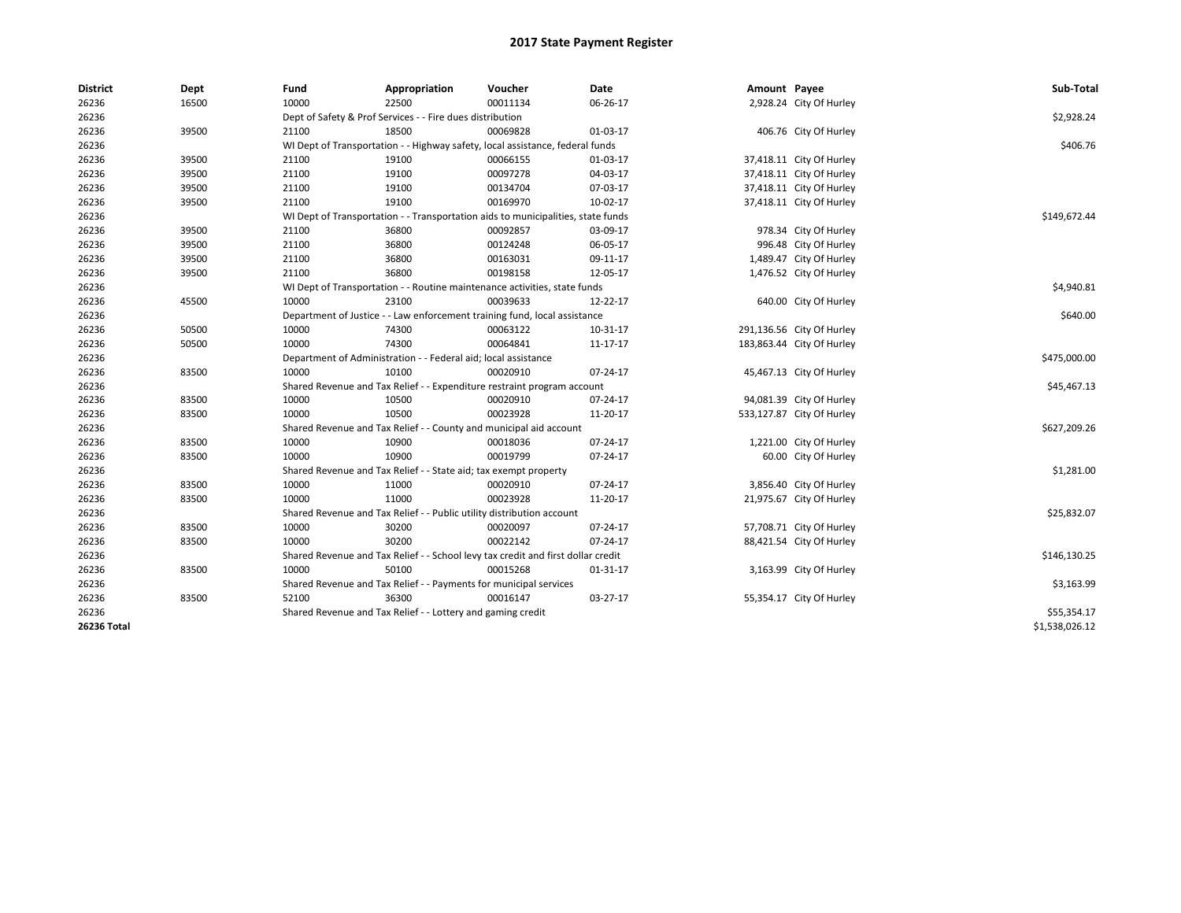# 2017 State Payment Register

| District | Dept | Fund | Appropriation | Voucher | Date | Amount | Payee | Sub-Total |
|---|---|---|---|---|---|---|---|---|
| 26236 | 16500 | 10000 | 22500 | 00011134 | 06-26-17 | 2,928.24 | City Of Hurley | |
| 26236 | | Dept of Safety & Prof Services - - Fire dues distribution | | | | | | $2,928.24 |
| 26236 | 39500 | 21100 | 18500 | 00069828 | 01-03-17 | 406.76 | City Of Hurley | |
| 26236 | | WI Dept of Transportation - - Highway safety, local assistance, federal funds | | | | | | $406.76 |
| 26236 | 39500 | 21100 | 19100 | 00066155 | 01-03-17 | 37,418.11 | City Of Hurley | |
| 26236 | 39500 | 21100 | 19100 | 00097278 | 04-03-17 | 37,418.11 | City Of Hurley | |
| 26236 | 39500 | 21100 | 19100 | 00134704 | 07-03-17 | 37,418.11 | City Of Hurley | |
| 26236 | 39500 | 21100 | 19100 | 00169970 | 10-02-17 | 37,418.11 | City Of Hurley | |
| 26236 | | WI Dept of Transportation - - Transportation aids to municipalities, state funds | | | | | | $149,672.44 |
| 26236 | 39500 | 21100 | 36800 | 00092857 | 03-09-17 | 978.34 | City Of Hurley | |
| 26236 | 39500 | 21100 | 36800 | 00124248 | 06-05-17 | 996.48 | City Of Hurley | |
| 26236 | 39500 | 21100 | 36800 | 00163031 | 09-11-17 | 1,489.47 | City Of Hurley | |
| 26236 | 39500 | 21100 | 36800 | 00198158 | 12-05-17 | 1,476.52 | City Of Hurley | |
| 26236 | | WI Dept of Transportation - - Routine maintenance activities, state funds | | | | | | $4,940.81 |
| 26236 | 45500 | 10000 | 23100 | 00039633 | 12-22-17 | 640.00 | City Of Hurley | |
| 26236 | | Department of Justice - - Law enforcement training fund, local assistance | | | | | | $640.00 |
| 26236 | 50500 | 10000 | 74300 | 00063122 | 10-31-17 | 291,136.56 | City Of Hurley | |
| 26236 | 50500 | 10000 | 74300 | 00064841 | 11-17-17 | 183,863.44 | City Of Hurley | |
| 26236 | | Department of Administration - - Federal aid; local assistance | | | | | | $475,000.00 |
| 26236 | 83500 | 10000 | 10100 | 00020910 | 07-24-17 | 45,467.13 | City Of Hurley | |
| 26236 | | Shared Revenue and Tax Relief - - Expenditure restraint program account | | | | | | $45,467.13 |
| 26236 | 83500 | 10000 | 10500 | 00020910 | 07-24-17 | 94,081.39 | City Of Hurley | |
| 26236 | 83500 | 10000 | 10500 | 00023928 | 11-20-17 | 533,127.87 | City Of Hurley | |
| 26236 | | Shared Revenue and Tax Relief - - County and municipal aid account | | | | | | $627,209.26 |
| 26236 | 83500 | 10000 | 10900 | 00018036 | 07-24-17 | 1,221.00 | City Of Hurley | |
| 26236 | 83500 | 10000 | 10900 | 00019799 | 07-24-17 | 60.00 | City Of Hurley | |
| 26236 | | Shared Revenue and Tax Relief - - State aid; tax exempt property | | | | | | $1,281.00 |
| 26236 | 83500 | 10000 | 11000 | 00020910 | 07-24-17 | 3,856.40 | City Of Hurley | |
| 26236 | 83500 | 10000 | 11000 | 00023928 | 11-20-17 | 21,975.67 | City Of Hurley | |
| 26236 | | Shared Revenue and Tax Relief - - Public utility distribution account | | | | | | $25,832.07 |
| 26236 | 83500 | 10000 | 30200 | 00020097 | 07-24-17 | 57,708.71 | City Of Hurley | |
| 26236 | 83500 | 10000 | 30200 | 00022142 | 07-24-17 | 88,421.54 | City Of Hurley | |
| 26236 | | Shared Revenue and Tax Relief - - School levy tax credit and first dollar credit | | | | | | $146,130.25 |
| 26236 | 83500 | 10000 | 50100 | 00015268 | 01-31-17 | 3,163.99 | City Of Hurley | |
| 26236 | | Shared Revenue and Tax Relief - - Payments for municipal services | | | | | | $3,163.99 |
| 26236 | 83500 | 52100 | 36300 | 00016147 | 03-27-17 | 55,354.17 | City Of Hurley | |
| 26236 | | Shared Revenue and Tax Relief - - Lottery and gaming credit | | | | | | $55,354.17 |
| **26236 Total** | | | | | | | | $1,538,026.12 |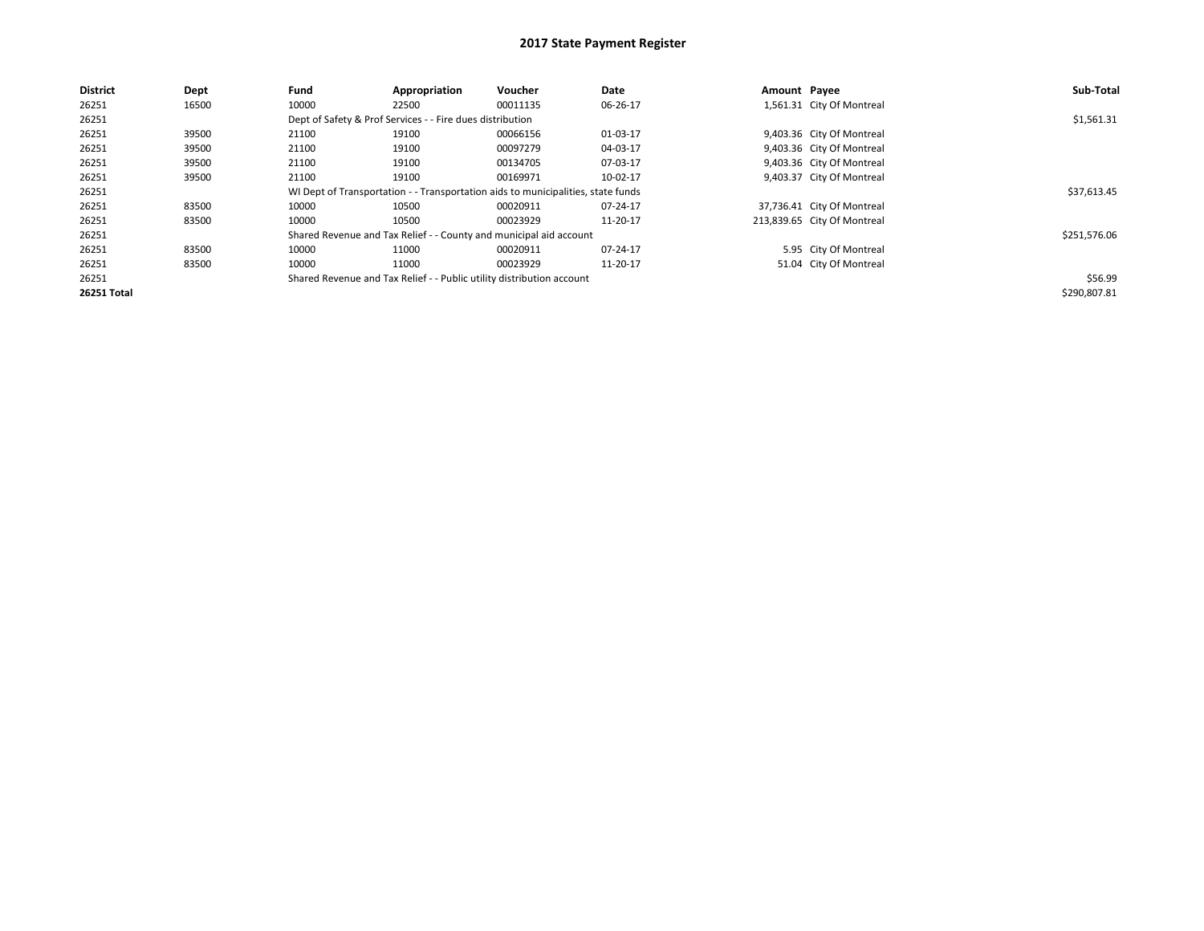# 2017 State Payment Register

| District | Dept | Fund | Appropriation | Voucher | Date | Amount | Payee | Sub-Total |
|---|---|---|---|---|---|---|---|---|
| 26251 | 16500 | 10000 | 22500 | 00011135 | 06-26-17 | 1,561.31 | City Of Montreal | |
| 26251 | | Dept of Safety & Prof Services - - Fire dues distribution | | | | | | $1,561.31 |
| 26251 | 39500 | 21100 | 19100 | 00066156 | 01-03-17 | 9,403.36 | City Of Montreal | |
| 26251 | 39500 | 21100 | 19100 | 00097279 | 04-03-17 | 9,403.36 | City Of Montreal | |
| 26251 | 39500 | 21100 | 19100 | 00134705 | 07-03-17 | 9,403.36 | City Of Montreal | |
| 26251 | 39500 | 21100 | 19100 | 00169971 | 10-02-17 | 9,403.37 | City Of Montreal | |
| 26251 | | WI Dept of Transportation - - Transportation aids to municipalities, state funds | | | | | | $37,613.45 |
| 26251 | 83500 | 10000 | 10500 | 00020911 | 07-24-17 | 37,736.41 | City Of Montreal | |
| 26251 | 83500 | 10000 | 10500 | 00023929 | 11-20-17 | 213,839.65 | City Of Montreal | |
| 26251 | | Shared Revenue and Tax Relief - - County and municipal aid account | | | | | | $251,576.06 |
| 26251 | 83500 | 10000 | 11000 | 00020911 | 07-24-17 | 5.95 | City Of Montreal | |
| 26251 | 83500 | 10000 | 11000 | 00023929 | 11-20-17 | 51.04 | City Of Montreal | |
| 26251 | | Shared Revenue and Tax Relief - - Public utility distribution account | | | | | | $56.99 |
| **26251 Total** | | | | | | | | $290,807.81 |